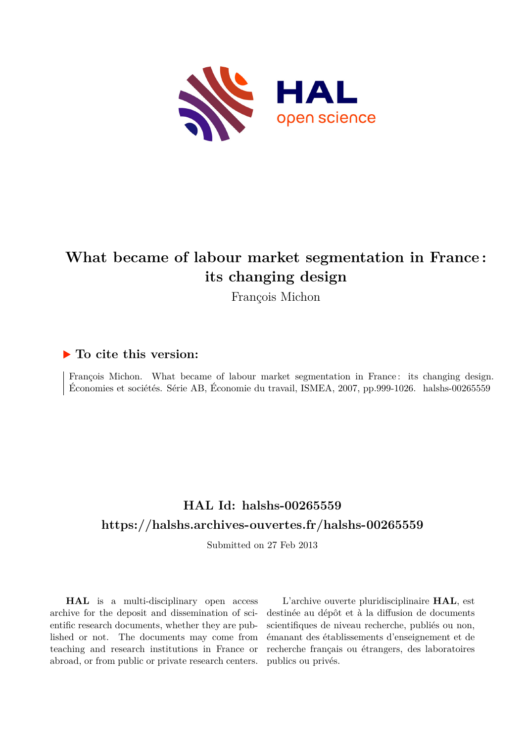# What became of labour market segmentation in France : its changing design

François Michon

## ▶ To cite this version:

François Michon. What became of labour market segmentation in France : its changing design. Économies et sociétés. Série AB, Économie du travail, ISMEA, 2007, pp.999-1026. halshs-00265559

## HAL Id: halshs-00265559

## https://halshs.archives-ouvertes.fr/halshs-00265559

Submitted on 27 Feb 2013

**HAL** is a multi-disciplinary open access archive for the deposit and dissemination of scientific research documents, whether they are published or not. The documents may come from teaching and research institutions in France or abroad, or from public or private research centers.

L'archive ouverte pluridisciplinaire **HAL**, est destinée au dépôt et à la diffusion de documents scientifiques de niveau recherche, publiés ou non, émanant des établissements d'enseignement et de recherche français ou étrangers, des laboratoires publics ou privés.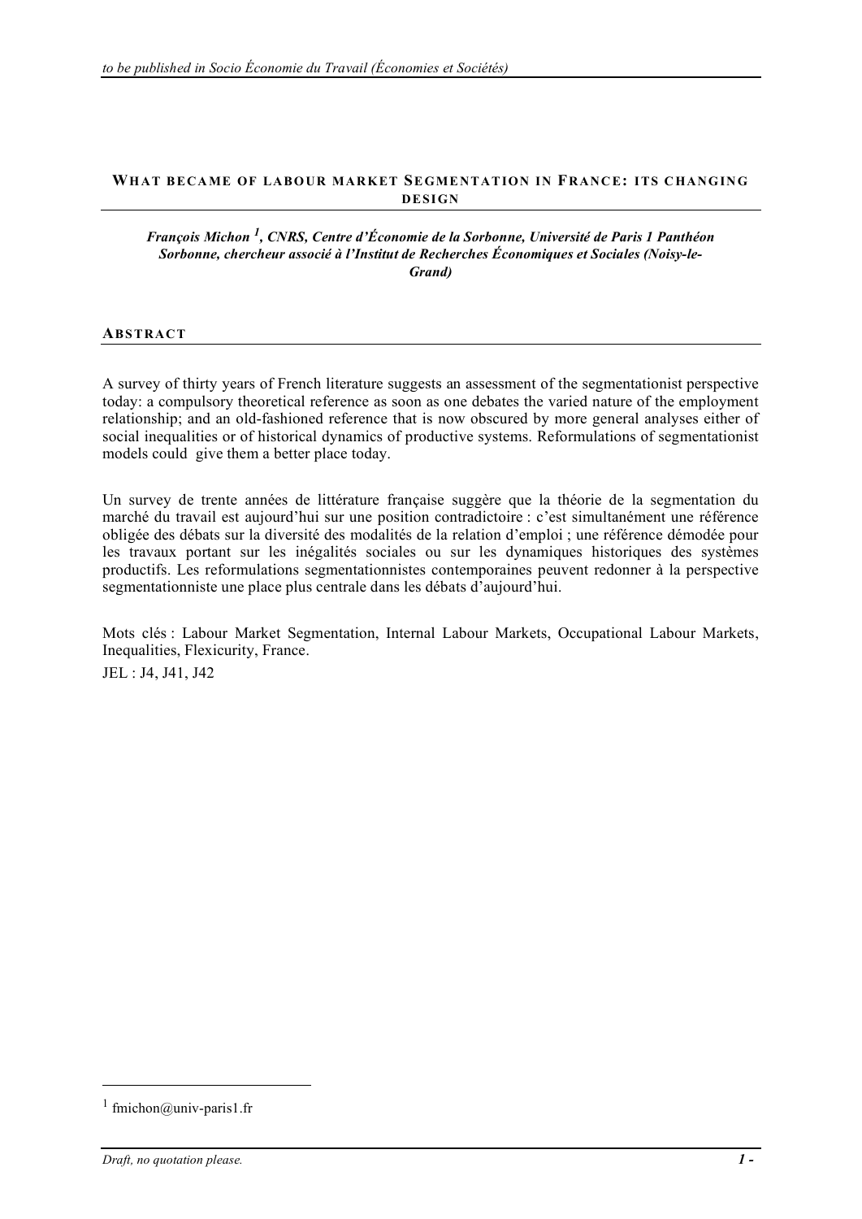# WHAT BECAME OF LABOUR MARKET SEGMENTATION IN FRANCE: ITS CHANGING DESIGN

***François Michon*** [1]***, CNRS, Centre d'Économie de la Sorbonne, Université de Paris 1 Panthéon Sorbonne, chercheur associé à l'Institut de Recherches Économiques et Sociales (Noisy-le-Grand)***

## ABSTRACT

A survey of thirty years of French literature suggests an assessment of the segmentationist perspective today: a compulsory theoretical reference as soon as one debates the varied nature of the employment relationship; and an old-fashioned reference that is now obscured by more general analyses either of social inequalities or of historical dynamics of productive systems. Reformulations of segmentationist models could give them a better place today.

Un survey de trente années de littérature française suggère que la théorie de la segmentation du marché du travail est aujourd'hui sur une position contradictoire : c'est simultanément une référence obligée des débats sur la diversité des modalités de la relation d'emploi ; une référence démodée pour les travaux portant sur les inégalités sociales ou sur les dynamiques historiques des systèmes productifs. Les reformulations segmentationnistes contemporaines peuvent redonner à la perspective segmentationniste une place plus centrale dans les débats d'aujourd'hui.

Mots clés : Labour Market Segmentation, Internal Labour Markets, Occupational Labour Markets, Inequalities, Flexicurity, France.

JEL : J4, J41, J42

---

[1] fmichon@univ-paris1.fr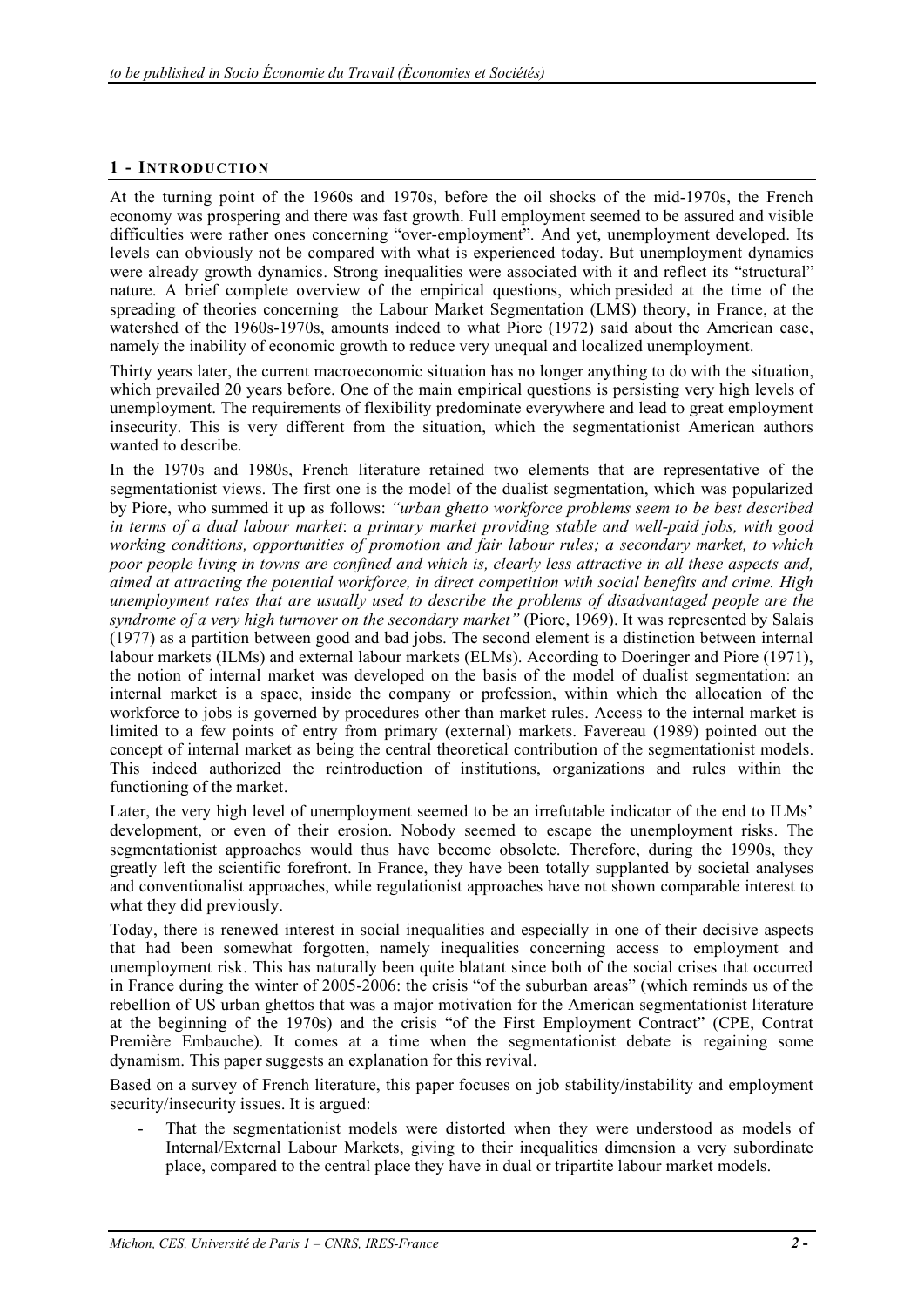## 1 - INTRODUCTION

At the turning point of the 1960s and 1970s, before the oil shocks of the mid-1970s, the French economy was prospering and there was fast growth. Full employment seemed to be assured and visible difficulties were rather ones concerning "over-employment". And yet, unemployment developed. Its levels can obviously not be compared with what is experienced today. But unemployment dynamics were already growth dynamics. Strong inequalities were associated with it and reflect its "structural" nature. A brief complete overview of the empirical questions, which presided at the time of the spreading of theories concerning the Labour Market Segmentation (LMS) theory, in France, at the watershed of the 1960s-1970s, amounts indeed to what Piore (1972) said about the American case, namely the inability of economic growth to reduce very unequal and localized unemployment.

Thirty years later, the current macroeconomic situation has no longer anything to do with the situation, which prevailed 20 years before. One of the main empirical questions is persisting very high levels of unemployment. The requirements of flexibility predominate everywhere and lead to great employment insecurity. This is very different from the situation, which the segmentationist American authors wanted to describe.

In the 1970s and 1980s, French literature retained two elements that are representative of the segmentationist views. The first one is the model of the dualist segmentation, which was popularized by Piore, who summed it up as follows: *"urban ghetto workforce problems seem to be best described in terms of a dual labour market*: *a primary market providing stable and well-paid jobs, with good working conditions, opportunities of promotion and fair labour rules; a secondary market, to which poor people living in towns are confined and which is, clearly less attractive in all these aspects and, aimed at attracting the potential workforce, in direct competition with social benefits and crime. High unemployment rates that are usually used to describe the problems of disadvantaged people are the syndrome of a very high turnover on the secondary market"* (Piore, 1969). It was represented by Salais (1977) as a partition between good and bad jobs. The second element is a distinction between internal labour markets (ILMs) and external labour markets (ELMs). According to Doeringer and Piore (1971), the notion of internal market was developed on the basis of the model of dualist segmentation: an internal market is a space, inside the company or profession, within which the allocation of the workforce to jobs is governed by procedures other than market rules. Access to the internal market is limited to a few points of entry from primary (external) markets. Favereau (1989) pointed out the concept of internal market as being the central theoretical contribution of the segmentationist models. This indeed authorized the reintroduction of institutions, organizations and rules within the functioning of the market.

Later, the very high level of unemployment seemed to be an irrefutable indicator of the end to ILMs' development, or even of their erosion. Nobody seemed to escape the unemployment risks. The segmentationist approaches would thus have become obsolete. Therefore, during the 1990s, they greatly left the scientific forefront. In France, they have been totally supplanted by societal analyses and conventionalist approaches, while regulationist approaches have not shown comparable interest to what they did previously.

Today, there is renewed interest in social inequalities and especially in one of their decisive aspects that had been somewhat forgotten, namely inequalities concerning access to employment and unemployment risk. This has naturally been quite blatant since both of the social crises that occurred in France during the winter of 2005-2006: the crisis "of the suburban areas" (which reminds us of the rebellion of US urban ghettos that was a major motivation for the American segmentationist literature at the beginning of the 1970s) and the crisis "of the First Employment Contract" (CPE, Contrat Première Embauche). It comes at a time when the segmentationist debate is regaining some dynamism. This paper suggests an explanation for this revival.

Based on a survey of French literature, this paper focuses on job stability/instability and employment security/insecurity issues. It is argued:

- That the segmentationist models were distorted when they were understood as models of Internal/External Labour Markets, giving to their inequalities dimension a very subordinate place, compared to the central place they have in dual or tripartite labour market models.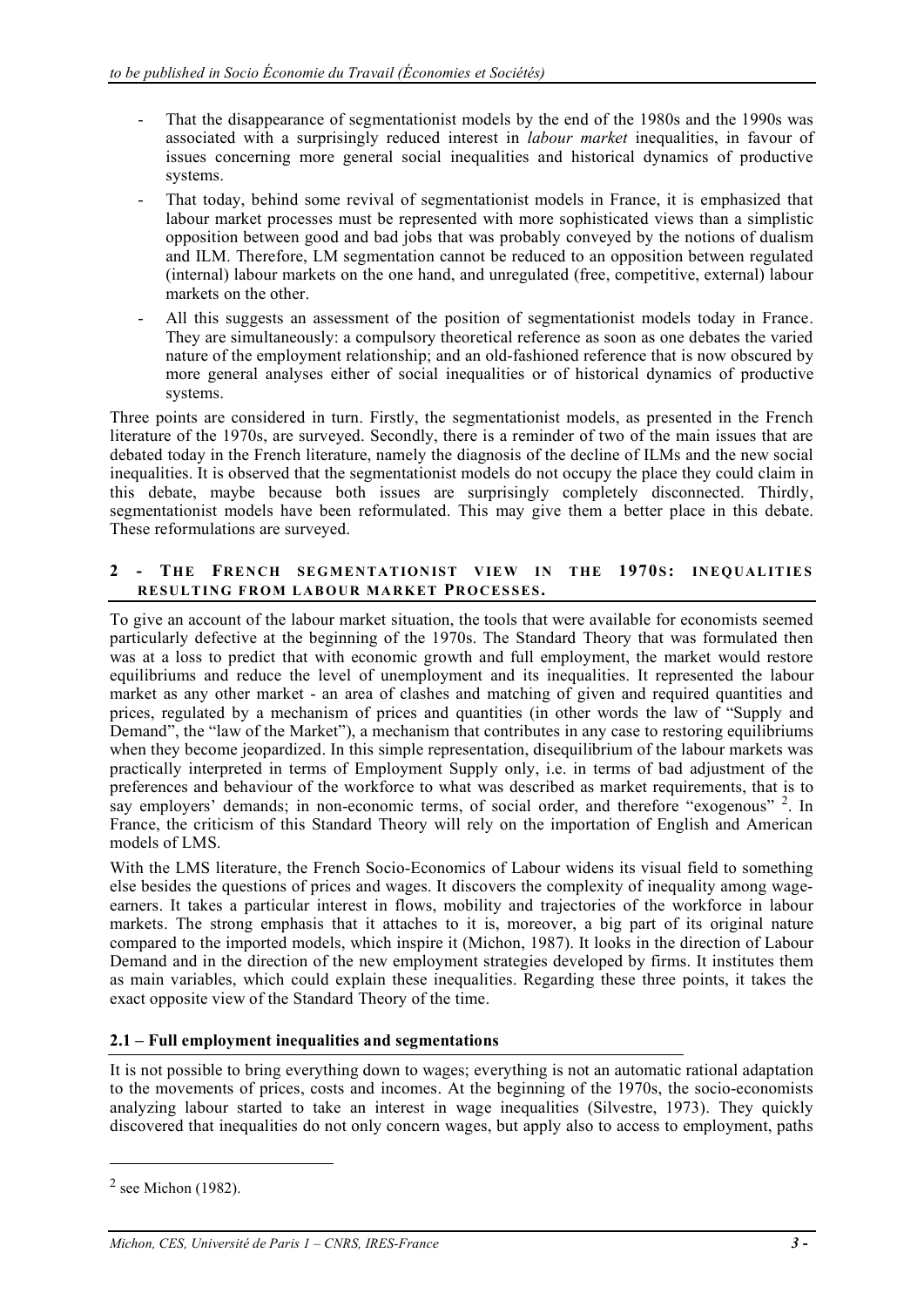- That the disappearance of segmentationist models by the end of the 1980s and the 1990s was associated with a surprisingly reduced interest in *labour market* inequalities, in favour of issues concerning more general social inequalities and historical dynamics of productive systems.
- That today, behind some revival of segmentationist models in France, it is emphasized that labour market processes must be represented with more sophisticated views than a simplistic opposition between good and bad jobs that was probably conveyed by the notions of dualism and ILM. Therefore, LM segmentation cannot be reduced to an opposition between regulated (internal) labour markets on the one hand, and unregulated (free, competitive, external) labour markets on the other.
- All this suggests an assessment of the position of segmentationist models today in France. They are simultaneously: a compulsory theoretical reference as soon as one debates the varied nature of the employment relationship; and an old-fashioned reference that is now obscured by more general analyses either of social inequalities or of historical dynamics of productive systems.

Three points are considered in turn. Firstly, the segmentationist models, as presented in the French literature of the 1970s, are surveyed. Secondly, there is a reminder of two of the main issues that are debated today in the French literature, namely the diagnosis of the decline of ILMs and the new social inequalities. It is observed that the segmentationist models do not occupy the place they could claim in this debate, maybe because both issues are surprisingly completely disconnected. Thirdly, segmentationist models have been reformulated. This may give them a better place in this debate. These reformulations are surveyed.

## 2 - The French segmentationist view in the 1970s: inequalities resulting from labour market Processes.

To give an account of the labour market situation, the tools that were available for economists seemed particularly defective at the beginning of the 1970s. The Standard Theory that was formulated then was at a loss to predict that with economic growth and full employment, the market would restore equilibriums and reduce the level of unemployment and its inequalities. It represented the labour market as any other market - an area of clashes and matching of given and required quantities and prices, regulated by a mechanism of prices and quantities (in other words the law of "Supply and Demand", the "law of the Market"), a mechanism that contributes in any case to restoring equilibriums when they become jeopardized. In this simple representation, disequilibrium of the labour markets was practically interpreted in terms of Employment Supply only, i.e. in terms of bad adjustment of the preferences and behaviour of the workforce to what was described as market requirements, that is to say employers' demands; in non-economic terms, of social order, and therefore "exogenous" [2]. In France, the criticism of this Standard Theory will rely on the importation of English and American models of LMS.

With the LMS literature, the French Socio-Economics of Labour widens its visual field to something else besides the questions of prices and wages. It discovers the complexity of inequality among wage-earners. It takes a particular interest in flows, mobility and trajectories of the workforce in labour markets. The strong emphasis that it attaches to it is, moreover, a big part of its original nature compared to the imported models, which inspire it (Michon, 1987). It looks in the direction of Labour Demand and in the direction of the new employment strategies developed by firms. It institutes them as main variables, which could explain these inequalities. Regarding these three points, it takes the exact opposite view of the Standard Theory of the time.

### 2.1 – Full employment inequalities and segmentations

It is not possible to bring everything down to wages; everything is not an automatic rational adaptation to the movements of prices, costs and incomes. At the beginning of the 1970s, the socio-economists analyzing labour started to take an interest in wage inequalities (Silvestre, 1973). They quickly discovered that inequalities do not only concern wages, but apply also to access to employment, paths

[2] see Michon (1982).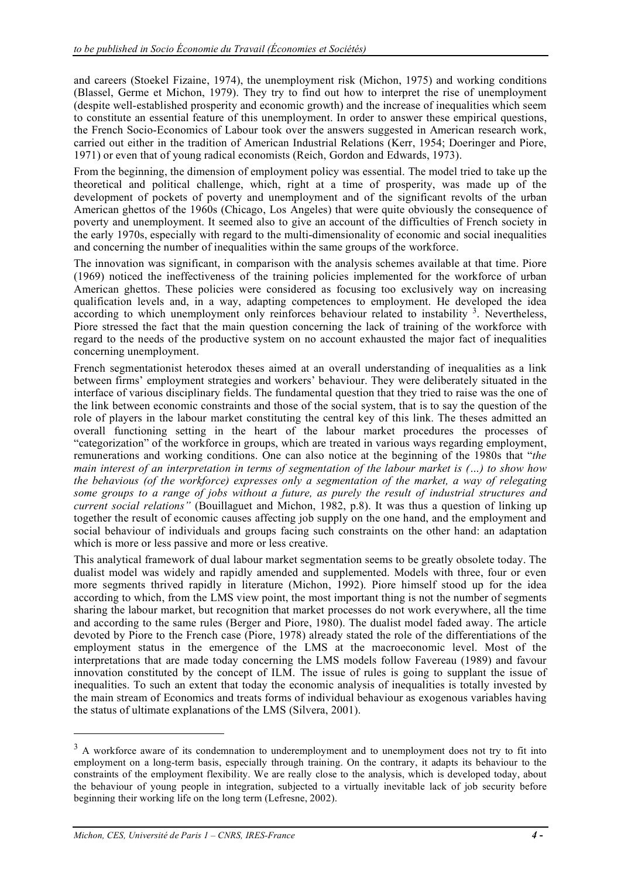and careers (Stoekel Fizaine, 1974), the unemployment risk (Michon, 1975) and working conditions (Blassel, Germe et Michon, 1979). They try to find out how to interpret the rise of unemployment (despite well-established prosperity and economic growth) and the increase of inequalities which seem to constitute an essential feature of this unemployment. In order to answer these empirical questions, the French Socio-Economics of Labour took over the answers suggested in American research work, carried out either in the tradition of American Industrial Relations (Kerr, 1954; Doeringer and Piore, 1971) or even that of young radical economists (Reich, Gordon and Edwards, 1973).

From the beginning, the dimension of employment policy was essential. The model tried to take up the theoretical and political challenge, which, right at a time of prosperity, was made up of the development of pockets of poverty and unemployment and of the significant revolts of the urban American ghettos of the 1960s (Chicago, Los Angeles) that were quite obviously the consequence of poverty and unemployment. It seemed also to give an account of the difficulties of French society in the early 1970s, especially with regard to the multi-dimensionality of economic and social inequalities and concerning the number of inequalities within the same groups of the workforce.

The innovation was significant, in comparison with the analysis schemes available at that time. Piore (1969) noticed the ineffectiveness of the training policies implemented for the workforce of urban American ghettos. These policies were considered as focusing too exclusively way on increasing qualification levels and, in a way, adapting competences to employment. He developed the idea according to which unemployment only reinforces behaviour related to instability [3]. Nevertheless, Piore stressed the fact that the main question concerning the lack of training of the workforce with regard to the needs of the productive system on no account exhausted the major fact of inequalities concerning unemployment.

French segmentationist heterodox theses aimed at an overall understanding of inequalities as a link between firms' employment strategies and workers' behaviour. They were deliberately situated in the interface of various disciplinary fields. The fundamental question that they tried to raise was the one of the link between economic constraints and those of the social system, that is to say the question of the role of players in the labour market constituting the central key of this link. The theses admitted an overall functioning setting in the heart of the labour market procedures the processes of "categorization" of the workforce in groups, which are treated in various ways regarding employment, remunerations and working conditions. One can also notice at the beginning of the 1980s that "*the main interest of an interpretation in terms of segmentation of the labour market is (…) to show how the behavious (of the workforce) expresses only a segmentation of the market, a way of relegating some groups to a range of jobs without a future, as purely the result of industrial structures and current social relations"* (Bouillaguet and Michon, 1982, p.8). It was thus a question of linking up together the result of economic causes affecting job supply on the one hand, and the employment and social behaviour of individuals and groups facing such constraints on the other hand: an adaptation which is more or less passive and more or less creative.

This analytical framework of dual labour market segmentation seems to be greatly obsolete today. The dualist model was widely and rapidly amended and supplemented. Models with three, four or even more segments thrived rapidly in literature (Michon, 1992). Piore himself stood up for the idea according to which, from the LMS view point, the most important thing is not the number of segments sharing the labour market, but recognition that market processes do not work everywhere, all the time and according to the same rules (Berger and Piore, 1980). The dualist model faded away. The article devoted by Piore to the French case (Piore, 1978) already stated the role of the differentiations of the employment status in the emergence of the LMS at the macroeconomic level. Most of the interpretations that are made today concerning the LMS models follow Favereau (1989) and favour innovation constituted by the concept of ILM. The issue of rules is going to supplant the issue of inequalities. To such an extent that today the economic analysis of inequalities is totally invested by the main stream of Economics and treats forms of individual behaviour as exogenous variables having the status of ultimate explanations of the LMS (Silvera, 2001).

---

[3] A workforce aware of its condemnation to underemployment and to unemployment does not try to fit into employment on a long-term basis, especially through training. On the contrary, it adapts its behaviour to the constraints of the employment flexibility. We are really close to the analysis, which is developed today, about the behaviour of young people in integration, subjected to a virtually inevitable lack of job security before beginning their working life on the long term (Lefresne, 2002).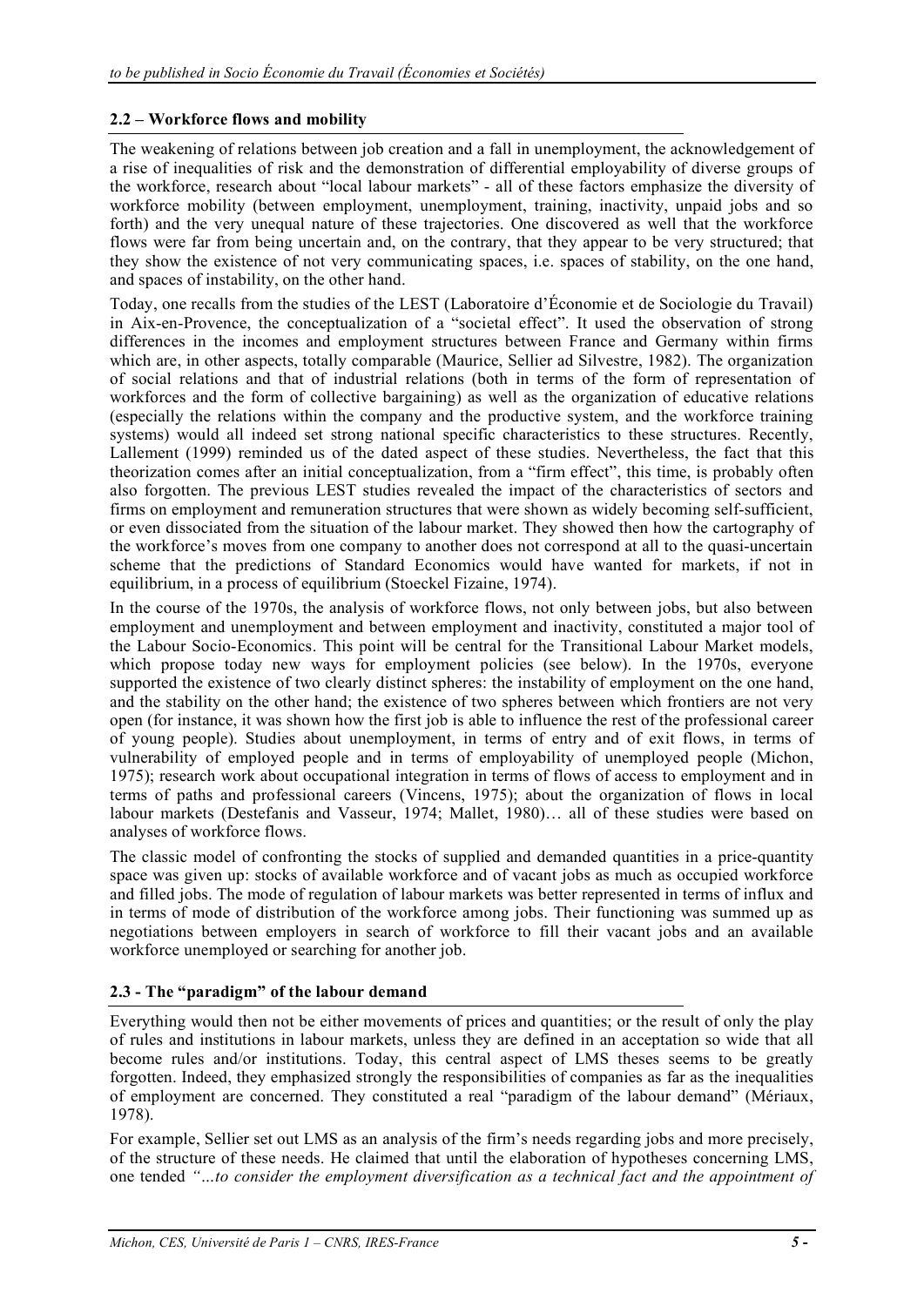### 2.2 – Workforce flows and mobility

The weakening of relations between job creation and a fall in unemployment, the acknowledgement of a rise of inequalities of risk and the demonstration of differential employability of diverse groups of the workforce, research about "local labour markets" - all of these factors emphasize the diversity of workforce mobility (between employment, unemployment, training, inactivity, unpaid jobs and so forth) and the very unequal nature of these trajectories. One discovered as well that the workforce flows were far from being uncertain and, on the contrary, that they appear to be very structured; that they show the existence of not very communicating spaces, i.e. spaces of stability, on the one hand, and spaces of instability, on the other hand.

Today, one recalls from the studies of the LEST (Laboratoire d'Économie et de Sociologie du Travail) in Aix-en-Provence, the conceptualization of a "societal effect". It used the observation of strong differences in the incomes and employment structures between France and Germany within firms which are, in other aspects, totally comparable (Maurice, Sellier ad Silvestre, 1982). The organization of social relations and that of industrial relations (both in terms of the form of representation of workforces and the form of collective bargaining) as well as the organization of educative relations (especially the relations within the company and the productive system, and the workforce training systems) would all indeed set strong national specific characteristics to these structures. Recently, Lallement (1999) reminded us of the dated aspect of these studies. Nevertheless, the fact that this theorization comes after an initial conceptualization, from a "firm effect", this time, is probably often also forgotten. The previous LEST studies revealed the impact of the characteristics of sectors and firms on employment and remuneration structures that were shown as widely becoming self-sufficient, or even dissociated from the situation of the labour market. They showed then how the cartography of the workforce's moves from one company to another does not correspond at all to the quasi-uncertain scheme that the predictions of Standard Economics would have wanted for markets, if not in equilibrium, in a process of equilibrium (Stoeckel Fizaine, 1974).

In the course of the 1970s, the analysis of workforce flows, not only between jobs, but also between employment and unemployment and between employment and inactivity, constituted a major tool of the Labour Socio-Economics. This point will be central for the Transitional Labour Market models, which propose today new ways for employment policies (see below). In the 1970s, everyone supported the existence of two clearly distinct spheres: the instability of employment on the one hand, and the stability on the other hand; the existence of two spheres between which frontiers are not very open (for instance, it was shown how the first job is able to influence the rest of the professional career of young people). Studies about unemployment, in terms of entry and of exit flows, in terms of vulnerability of employed people and in terms of employability of unemployed people (Michon, 1975); research work about occupational integration in terms of flows of access to employment and in terms of paths and professional careers (Vincens, 1975); about the organization of flows in local labour markets (Destefanis and Vasseur, 1974; Mallet, 1980)… all of these studies were based on analyses of workforce flows.

The classic model of confronting the stocks of supplied and demanded quantities in a price-quantity space was given up: stocks of available workforce and of vacant jobs as much as occupied workforce and filled jobs. The mode of regulation of labour markets was better represented in terms of influx and in terms of mode of distribution of the workforce among jobs. Their functioning was summed up as negotiations between employers in search of workforce to fill their vacant jobs and an available workforce unemployed or searching for another job.

### 2.3 - The "paradigm" of the labour demand

Everything would then not be either movements of prices and quantities; or the result of only the play of rules and institutions in labour markets, unless they are defined in an acceptation so wide that all become rules and/or institutions. Today, this central aspect of LMS theses seems to be greatly forgotten. Indeed, they emphasized strongly the responsibilities of companies as far as the inequalities of employment are concerned. They constituted a real "paradigm of the labour demand" (Mériaux, 1978).

For example, Sellier set out LMS as an analysis of the firm's needs regarding jobs and more precisely, of the structure of these needs. He claimed that until the elaboration of hypotheses concerning LMS, one tended *"…to consider the employment diversification as a technical fact and the appointment of*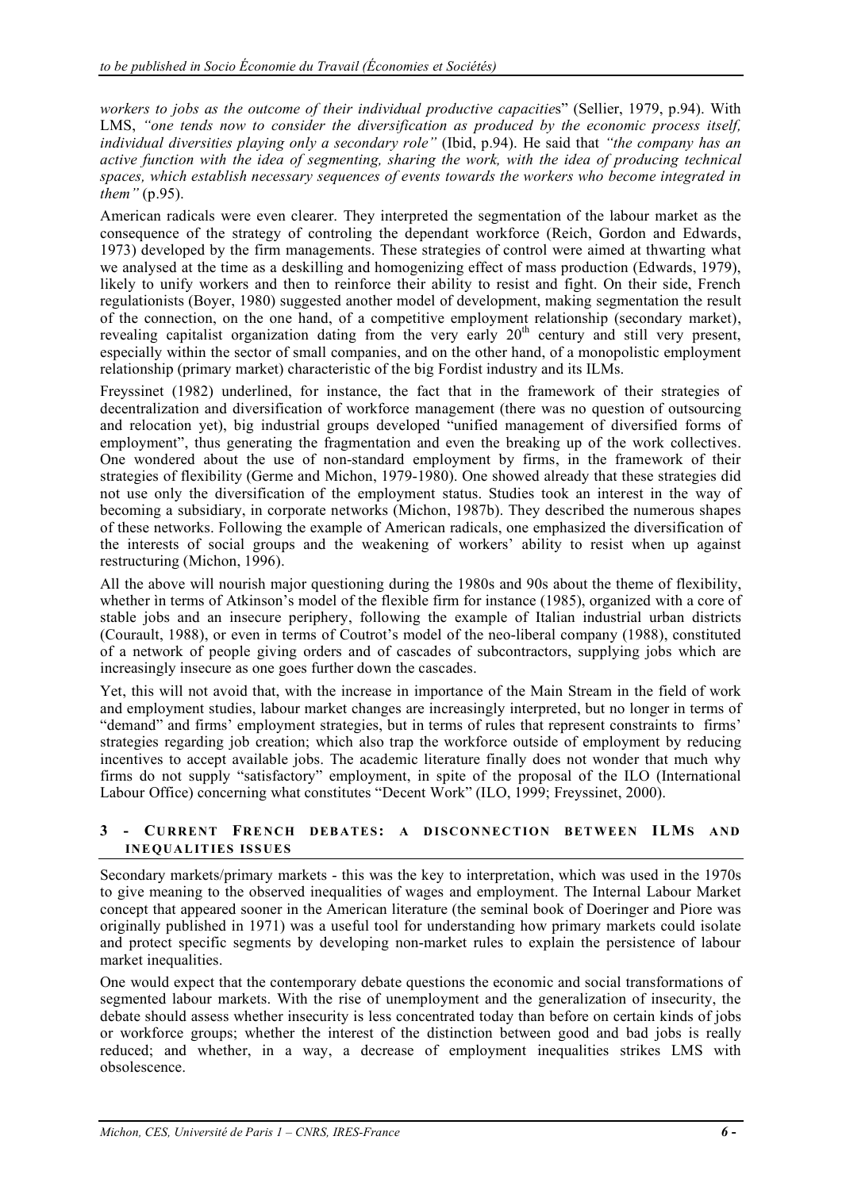*workers to jobs as the outcome of their individual productive capacitie*s" (Sellier, 1979, p.94). With LMS, *"one tends now to consider the diversification as produced by the economic process itself, individual diversities playing only a secondary role"* (Ibid, p.94). He said that *"the company has an active function with the idea of segmenting, sharing the work, with the idea of producing technical spaces, which establish necessary sequences of events towards the workers who become integrated in them"* (p.95).

American radicals were even clearer. They interpreted the segmentation of the labour market as the consequence of the strategy of controling the dependant workforce (Reich, Gordon and Edwards, 1973) developed by the firm managements. These strategies of control were aimed at thwarting what we analysed at the time as a deskilling and homogenizing effect of mass production (Edwards, 1979), likely to unify workers and then to reinforce their ability to resist and fight. On their side, French regulationists (Boyer, 1980) suggested another model of development, making segmentation the result of the connection, on the one hand, of a competitive employment relationship (secondary market), revealing capitalist organization dating from the very early 20th century and still very present, especially within the sector of small companies, and on the other hand, of a monopolistic employment relationship (primary market) characteristic of the big Fordist industry and its ILMs.

Freyssinet (1982) underlined, for instance, the fact that in the framework of their strategies of decentralization and diversification of workforce management (there was no question of outsourcing and relocation yet), big industrial groups developed "unified management of diversified forms of employment", thus generating the fragmentation and even the breaking up of the work collectives. One wondered about the use of non-standard employment by firms, in the framework of their strategies of flexibility (Germe and Michon, 1979-1980). One showed already that these strategies did not use only the diversification of the employment status. Studies took an interest in the way of becoming a subsidiary, in corporate networks (Michon, 1987b). They described the numerous shapes of these networks. Following the example of American radicals, one emphasized the diversification of the interests of social groups and the weakening of workers' ability to resist when up against restructuring (Michon, 1996).

All the above will nourish major questioning during the 1980s and 90s about the theme of flexibility, whether ìn terms of Atkinson's model of the flexible firm for instance (1985), organized with a core of stable jobs and an insecure periphery, following the example of Italian industrial urban districts (Courault, 1988), or even in terms of Coutrot's model of the neo-liberal company (1988), constituted of a network of people giving orders and of cascades of subcontractors, supplying jobs which are increasingly insecure as one goes further down the cascades.

Yet, this will not avoid that, with the increase in importance of the Main Stream in the field of work and employment studies, labour market changes are increasingly interpreted, but no longer in terms of "demand" and firms' employment strategies, but in terms of rules that represent constraints to firms' strategies regarding job creation; which also trap the workforce outside of employment by reducing incentives to accept available jobs. The academic literature finally does not wonder that much why firms do not supply "satisfactory" employment, in spite of the proposal of the ILO (International Labour Office) concerning what constitutes "Decent Work" (ILO, 1999; Freyssinet, 2000).

## 3 - Current French debates: a disconnection between ILMs and inequalities issues

Secondary markets/primary markets - this was the key to interpretation, which was used in the 1970s to give meaning to the observed inequalities of wages and employment. The Internal Labour Market concept that appeared sooner in the American literature (the seminal book of Doeringer and Piore was originally published in 1971) was a useful tool for understanding how primary markets could isolate and protect specific segments by developing non-market rules to explain the persistence of labour market inequalities.

One would expect that the contemporary debate questions the economic and social transformations of segmented labour markets. With the rise of unemployment and the generalization of insecurity, the debate should assess whether insecurity is less concentrated today than before on certain kinds of jobs or workforce groups; whether the interest of the distinction between good and bad jobs is really reduced; and whether, in a way, a decrease of employment inequalities strikes LMS with obsolescence.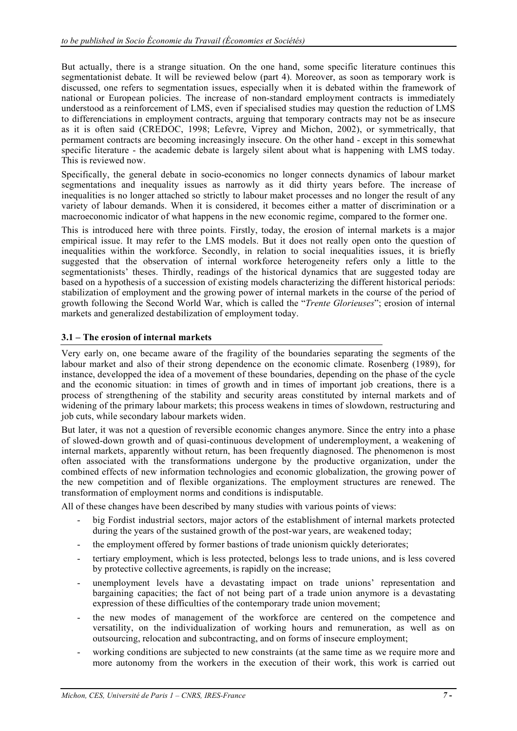But actually, there is a strange situation. On the one hand, some specific literature continues this segmentationist debate. It will be reviewed below (part 4). Moreover, as soon as temporary work is discussed, one refers to segmentation issues, especially when it is debated within the framework of national or European policies. The increase of non-standard employment contracts is immediately understood as a reinforcement of LMS, even if specialised studies may question the reduction of LMS to differenciations in employment contracts, arguing that temporary contracts may not be as insecure as it is often said (CREDOC, 1998; Lefevre, Viprey and Michon, 2002), or symmetrically, that permament contracts are becoming increasingly insecure. On the other hand - except in this somewhat specific literature - the academic debate is largely silent about what is happening with LMS today. This is reviewed now.

Specifically, the general debate in socio-economics no longer connects dynamics of labour market segmentations and inequality issues as narrowly as it did thirty years before. The increase of inequalities is no longer attached so strictly to labour maket processes and no longer the result of any variety of labour demands. When it is considered, it becomes either a matter of discrimination or a macroeconomic indicator of what happens in the new economic regime, compared to the former one.

This is introduced here with three points. Firstly, today, the erosion of internal markets is a major empirical issue. It may refer to the LMS models. But it does not really open onto the question of inequalities within the workforce. Secondly, in relation to social inequalities issues, it is briefly suggested that the observation of internal workforce heterogeneity refers only a little to the segmentationists' theses. Thirdly, readings of the historical dynamics that are suggested today are based on a hypothesis of a succession of existing models characterizing the different historical periods: stabilization of employment and the growing power of internal markets in the course of the period of growth following the Second World War, which is called the "*Trente Glorieuses*"; erosion of internal markets and generalized destabilization of employment today.

### 3.1 – The erosion of internal markets

Very early on, one became aware of the fragility of the boundaries separating the segments of the labour market and also of their strong dependence on the economic climate. Rosenberg (1989), for instance, developped the idea of a movement of these boundaries, depending on the phase of the cycle and the economic situation: in times of growth and in times of important job creations, there is a process of strengthening of the stability and security areas constituted by internal markets and of widening of the primary labour markets; this process weakens in times of slowdown, restructuring and job cuts, while secondary labour markets widen.

But later, it was not a question of reversible economic changes anymore. Since the entry into a phase of slowed-down growth and of quasi-continuous development of underemployment, a weakening of internal markets, apparently without return, has been frequently diagnosed. The phenomenon is most often associated with the transformations undergone by the productive organization, under the combined effects of new information technologies and economic globalization, the growing power of the new competition and of flexible organizations. The employment structures are renewed. The transformation of employment norms and conditions is indisputable.

All of these changes have been described by many studies with various points of views:

- big Fordist industrial sectors, major actors of the establishment of internal markets protected during the years of the sustained growth of the post-war years, are weakened today;
- the employment offered by former bastions of trade unionism quickly deteriorates;
- tertiary employment, which is less protected, belongs less to trade unions, and is less covered by protective collective agreements, is rapidly on the increase;
- unemployment levels have a devastating impact on trade unions' representation and bargaining capacities; the fact of not being part of a trade union anymore is a devastating expression of these difficulties of the contemporary trade union movement;
- the new modes of management of the workforce are centered on the competence and versatility, on the individualization of working hours and remuneration, as well as on outsourcing, relocation and subcontracting, and on forms of insecure employment;
- working conditions are subjected to new constraints (at the same time as we require more and more autonomy from the workers in the execution of their work, this work is carried out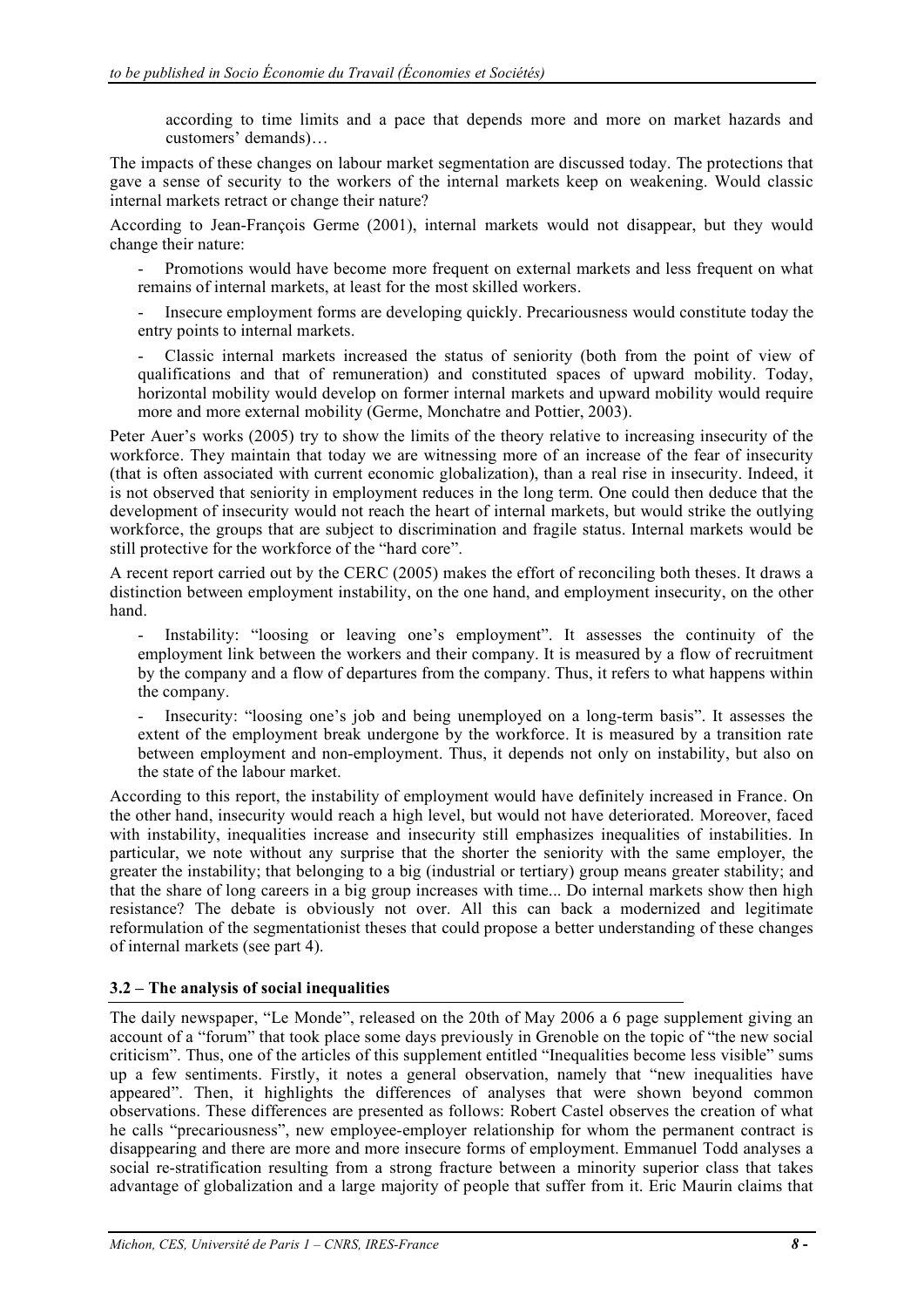according to time limits and a pace that depends more and more on market hazards and customers' demands)…

The impacts of these changes on labour market segmentation are discussed today. The protections that gave a sense of security to the workers of the internal markets keep on weakening. Would classic internal markets retract or change their nature?

According to Jean-François Germe (2001), internal markets would not disappear, but they would change their nature:

- Promotions would have become more frequent on external markets and less frequent on what remains of internal markets, at least for the most skilled workers.
- Insecure employment forms are developing quickly. Precariousness would constitute today the entry points to internal markets.
- Classic internal markets increased the status of seniority (both from the point of view of qualifications and that of remuneration) and constituted spaces of upward mobility. Today, horizontal mobility would develop on former internal markets and upward mobility would require more and more external mobility (Germe, Monchatre and Pottier, 2003).

Peter Auer's works (2005) try to show the limits of the theory relative to increasing insecurity of the workforce. They maintain that today we are witnessing more of an increase of the fear of insecurity (that is often associated with current economic globalization), than a real rise in insecurity. Indeed, it is not observed that seniority in employment reduces in the long term. One could then deduce that the development of insecurity would not reach the heart of internal markets, but would strike the outlying workforce, the groups that are subject to discrimination and fragile status. Internal markets would be still protective for the workforce of the "hard core".

A recent report carried out by the CERC (2005) makes the effort of reconciling both theses. It draws a distinction between employment instability, on the one hand, and employment insecurity, on the other hand.

- Instability: "loosing or leaving one's employment". It assesses the continuity of the employment link between the workers and their company. It is measured by a flow of recruitment by the company and a flow of departures from the company. Thus, it refers to what happens within the company.
- Insecurity: "loosing one's job and being unemployed on a long-term basis". It assesses the extent of the employment break undergone by the workforce. It is measured by a transition rate between employment and non-employment. Thus, it depends not only on instability, but also on the state of the labour market.

According to this report, the instability of employment would have definitely increased in France. On the other hand, insecurity would reach a high level, but would not have deteriorated. Moreover, faced with instability, inequalities increase and insecurity still emphasizes inequalities of instabilities. In particular, we note without any surprise that the shorter the seniority with the same employer, the greater the instability; that belonging to a big (industrial or tertiary) group means greater stability; and that the share of long careers in a big group increases with time... Do internal markets show then high resistance? The debate is obviously not over. All this can back a modernized and legitimate reformulation of the segmentationist theses that could propose a better understanding of these changes of internal markets (see part 4).

### 3.2 – The analysis of social inequalities

The daily newspaper, "Le Monde", released on the 20th of May 2006 a 6 page supplement giving an account of a "forum" that took place some days previously in Grenoble on the topic of "the new social criticism". Thus, one of the articles of this supplement entitled "Inequalities become less visible" sums up a few sentiments. Firstly, it notes a general observation, namely that "new inequalities have appeared". Then, it highlights the differences of analyses that were shown beyond common observations. These differences are presented as follows: Robert Castel observes the creation of what he calls "precariousness", new employee-employer relationship for whom the permanent contract is disappearing and there are more and more insecure forms of employment. Emmanuel Todd analyses a social re-stratification resulting from a strong fracture between a minority superior class that takes advantage of globalization and a large majority of people that suffer from it. Eric Maurin claims that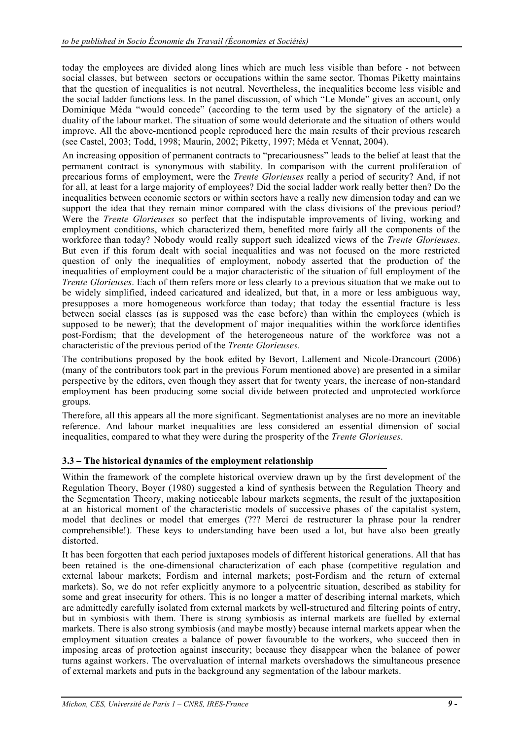today the employees are divided along lines which are much less visible than before - not between social classes, but between sectors or occupations within the same sector. Thomas Piketty maintains that the question of inequalities is not neutral. Nevertheless, the inequalities become less visible and the social ladder functions less. In the panel discussion, of which "Le Monde" gives an account, only Dominique Méda "would concede" (according to the term used by the signatory of the article) a duality of the labour market. The situation of some would deteriorate and the situation of others would improve. All the above-mentioned people reproduced here the main results of their previous research (see Castel, 2003; Todd, 1998; Maurin, 2002; Piketty, 1997; Méda et Vennat, 2004).

An increasing opposition of permanent contracts to "precariousness" leads to the belief at least that the permanent contract is synonymous with stability. In comparison with the current proliferation of precarious forms of employment, were the *Trente Glorieuses* really a period of security? And, if not for all, at least for a large majority of employees? Did the social ladder work really better then? Do the inequalities between economic sectors or within sectors have a really new dimension today and can we support the idea that they remain minor compared with the class divisions of the previous period? Were the *Trente Glorieuses* so perfect that the indisputable improvements of living, working and employment conditions, which characterized them, benefited more fairly all the components of the workforce than today? Nobody would really support such idealized views of the *Trente Glorieuses*. But even if this forum dealt with social inequalities and was not focused on the more restricted question of only the inequalities of employment, nobody asserted that the production of the inequalities of employment could be a major characteristic of the situation of full employment of the *Trente Glorieuses*. Each of them refers more or less clearly to a previous situation that we make out to be widely simplified, indeed caricatured and idealized, but that, in a more or less ambiguous way, presupposes a more homogeneous workforce than today; that today the essential fracture is less between social classes (as is supposed was the case before) than within the employees (which is supposed to be newer); that the development of major inequalities within the workforce identifies post-Fordism; that the development of the heterogeneous nature of the workforce was not a characteristic of the previous period of the *Trente Glorieuses*.

The contributions proposed by the book edited by Bevort, Lallement and Nicole-Drancourt (2006) (many of the contributors took part in the previous Forum mentioned above) are presented in a similar perspective by the editors, even though they assert that for twenty years, the increase of non-standard employment has been producing some social divide between protected and unprotected workforce groups.

Therefore, all this appears all the more significant. Segmentationist analyses are no more an inevitable reference. And labour market inequalities are less considered an essential dimension of social inequalities, compared to what they were during the prosperity of the *Trente Glorieuses*.

### 3.3 – The historical dynamics of the employment relationship

Within the framework of the complete historical overview drawn up by the first development of the Regulation Theory, Boyer (1980) suggested a kind of synthesis between the Regulation Theory and the Segmentation Theory, making noticeable labour markets segments, the result of the juxtaposition at an historical moment of the characteristic models of successive phases of the capitalist system, model that declines or model that emerges (??? Merci de restructurer la phrase pour la rendrer comprehensible!). These keys to understanding have been used a lot, but have also been greatly distorted.

It has been forgotten that each period juxtaposes models of different historical generations. All that has been retained is the one-dimensional characterization of each phase (competitive regulation and external labour markets; Fordism and internal markets; post-Fordism and the return of external markets). So, we do not refer explicitly anymore to a polycentric situation, described as stability for some and great insecurity for others. This is no longer a matter of describing internal markets, which are admittedly carefully isolated from external markets by well-structured and filtering points of entry, but in symbiosis with them. There is strong symbiosis as internal markets are fuelled by external markets. There is also strong symbiosis (and maybe mostly) because internal markets appear when the employment situation creates a balance of power favourable to the workers, who succeed then in imposing areas of protection against insecurity; because they disappear when the balance of power turns against workers. The overvaluation of internal markets overshadows the simultaneous presence of external markets and puts in the background any segmentation of the labour markets.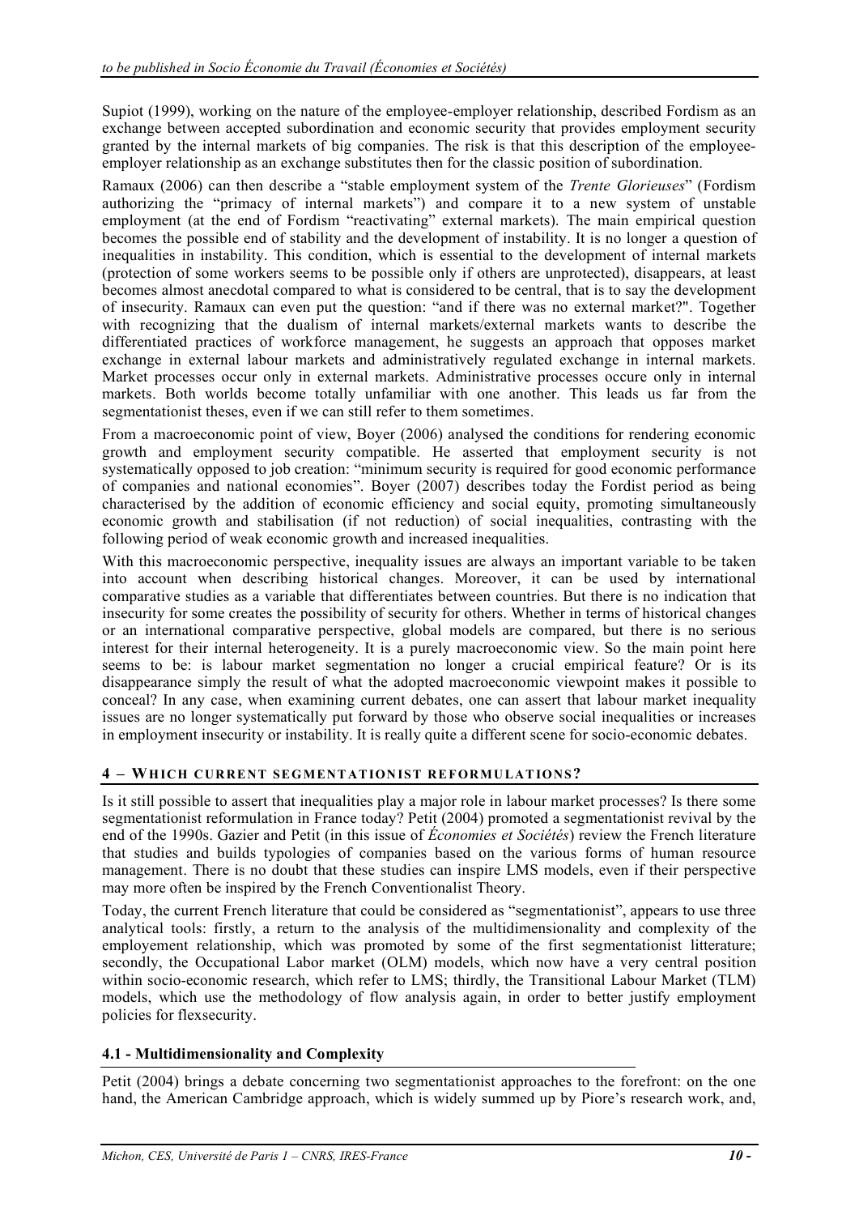Supiot (1999), working on the nature of the employee-employer relationship, described Fordism as an exchange between accepted subordination and economic security that provides employment security granted by the internal markets of big companies. The risk is that this description of the employee-employer relationship as an exchange substitutes then for the classic position of subordination.

Ramaux (2006) can then describe a "stable employment system of the *Trente Glorieuses*" (Fordism authorizing the "primacy of internal markets") and compare it to a new system of unstable employment (at the end of Fordism "reactivating" external markets). The main empirical question becomes the possible end of stability and the development of instability. It is no longer a question of inequalities in instability. This condition, which is essential to the development of internal markets (protection of some workers seems to be possible only if others are unprotected), disappears, at least becomes almost anecdotal compared to what is considered to be central, that is to say the development of insecurity. Ramaux can even put the question: "and if there was no external market?". Together with recognizing that the dualism of internal markets/external markets wants to describe the differentiated practices of workforce management, he suggests an approach that opposes market exchange in external labour markets and administratively regulated exchange in internal markets. Market processes occur only in external markets. Administrative processes occure only in internal markets. Both worlds become totally unfamiliar with one another. This leads us far from the segmentationist theses, even if we can still refer to them sometimes.

From a macroeconomic point of view, Boyer (2006) analysed the conditions for rendering economic growth and employment security compatible. He asserted that employment security is not systematically opposed to job creation: "minimum security is required for good economic performance of companies and national economies". Boyer (2007) describes today the Fordist period as being characterised by the addition of economic efficiency and social equity, promoting simultaneously economic growth and stabilisation (if not reduction) of social inequalities, contrasting with the following period of weak economic growth and increased inequalities.

With this macroeconomic perspective, inequality issues are always an important variable to be taken into account when describing historical changes. Moreover, it can be used by international comparative studies as a variable that differentiates between countries. But there is no indication that insecurity for some creates the possibility of security for others. Whether in terms of historical changes or an international comparative perspective, global models are compared, but there is no serious interest for their internal heterogeneity. It is a purely macroeconomic view. So the main point here seems to be: is labour market segmentation no longer a crucial empirical feature? Or is its disappearance simply the result of what the adopted macroeconomic viewpoint makes it possible to conceal? In any case, when examining current debates, one can assert that labour market inequality issues are no longer systematically put forward by those who observe social inequalities or increases in employment insecurity or instability. It is really quite a different scene for socio-economic debates.

## 4 – WHICH CURRENT SEGMENTATIONIST REFORMULATIONS?

Is it still possible to assert that inequalities play a major role in labour market processes? Is there some segmentationist reformulation in France today? Petit (2004) promoted a segmentationist revival by the end of the 1990s. Gazier and Petit (in this issue of *Économies et Sociétés*) review the French literature that studies and builds typologies of companies based on the various forms of human resource management. There is no doubt that these studies can inspire LMS models, even if their perspective may more often be inspired by the French Conventionalist Theory.

Today, the current French literature that could be considered as "segmentationist", appears to use three analytical tools: firstly, a return to the analysis of the multidimensionality and complexity of the employement relationship, which was promoted by some of the first segmentationist litterature; secondly, the Occupational Labor market (OLM) models, which now have a very central position within socio-economic research, which refer to LMS; thirdly, the Transitional Labour Market (TLM) models, which use the methodology of flow analysis again, in order to better justify employment policies for flexsecurity.

### 4.1 - Multidimensionality and Complexity

Petit (2004) brings a debate concerning two segmentationist approaches to the forefront: on the one hand, the American Cambridge approach, which is widely summed up by Piore's research work, and,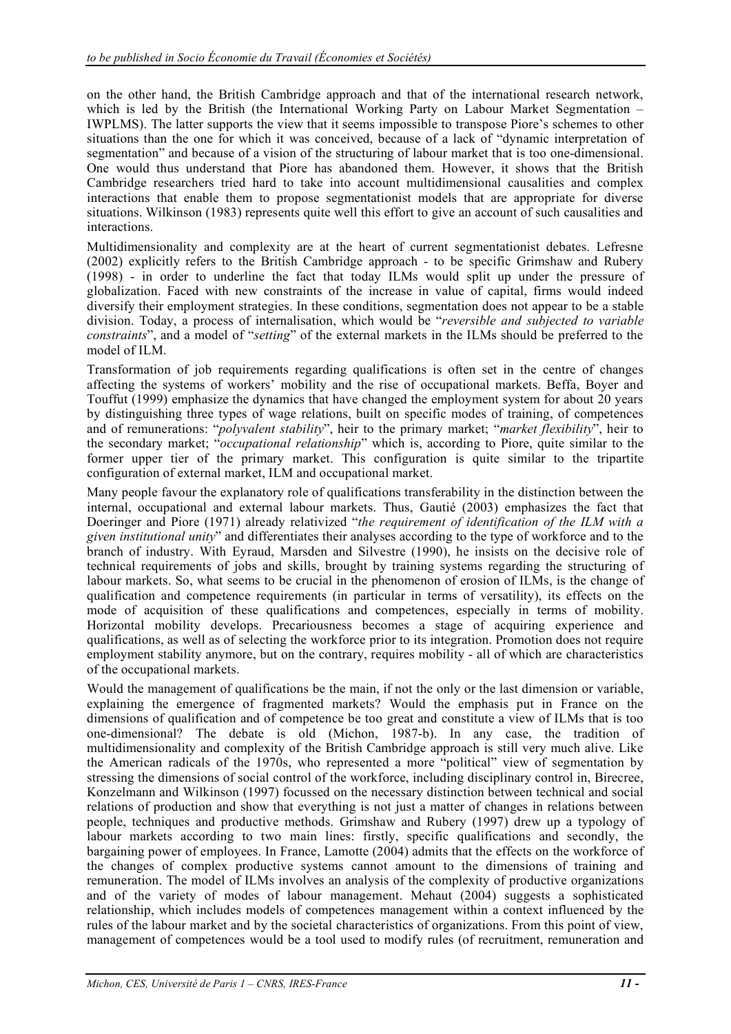on the other hand, the British Cambridge approach and that of the international research network, which is led by the British (the International Working Party on Labour Market Segmentation – IWPLMS). The latter supports the view that it seems impossible to transpose Piore's schemes to other situations than the one for which it was conceived, because of a lack of "dynamic interpretation of segmentation" and because of a vision of the structuring of labour market that is too one-dimensional. One would thus understand that Piore has abandoned them. However, it shows that the British Cambridge researchers tried hard to take into account multidimensional causalities and complex interactions that enable them to propose segmentationist models that are appropriate for diverse situations. Wilkinson (1983) represents quite well this effort to give an account of such causalities and interactions.

Multidimensionality and complexity are at the heart of current segmentationist debates. Lefresne (2002) explicitly refers to the British Cambridge approach - to be specific Grimshaw and Rubery (1998) - in order to underline the fact that today ILMs would split up under the pressure of globalization. Faced with new constraints of the increase in value of capital, firms would indeed diversify their employment strategies. In these conditions, segmentation does not appear to be a stable division. Today, a process of internalisation, which would be "*reversible and subjected to variable constraints*", and a model of "*setting*" of the external markets in the ILMs should be preferred to the model of ILM.

Transformation of job requirements regarding qualifications is often set in the centre of changes affecting the systems of workers' mobility and the rise of occupational markets. Beffa, Boyer and Touffut (1999) emphasize the dynamics that have changed the employment system for about 20 years by distinguishing three types of wage relations, built on specific modes of training, of competences and of remunerations: "*polyvalent stability*", heir to the primary market; "*market flexibility*", heir to the secondary market; "*occupational relationship*" which is, according to Piore, quite similar to the former upper tier of the primary market. This configuration is quite similar to the tripartite configuration of external market, ILM and occupational market.

Many people favour the explanatory role of qualifications transferability in the distinction between the internal, occupational and external labour markets. Thus, Gautié (2003) emphasizes the fact that Doeringer and Piore (1971) already relativized "*the requirement of identification of the ILM with a given institutional unity*" and differentiates their analyses according to the type of workforce and to the branch of industry. With Eyraud, Marsden and Silvestre (1990), he insists on the decisive role of technical requirements of jobs and skills, brought by training systems regarding the structuring of labour markets. So, what seems to be crucial in the phenomenon of erosion of ILMs, is the change of qualification and competence requirements (in particular in terms of versatility), its effects on the mode of acquisition of these qualifications and competences, especially in terms of mobility. Horizontal mobility develops. Precariousness becomes a stage of acquiring experience and qualifications, as well as of selecting the workforce prior to its integration. Promotion does not require employment stability anymore, but on the contrary, requires mobility - all of which are characteristics of the occupational markets.

Would the management of qualifications be the main, if not the only or the last dimension or variable, explaining the emergence of fragmented markets? Would the emphasis put in France on the dimensions of qualification and of competence be too great and constitute a view of ILMs that is too one-dimensional? The debate is old (Michon, 1987-b). In any case, the tradition of multidimensionality and complexity of the British Cambridge approach is still very much alive. Like the American radicals of the 1970s, who represented a more "political" view of segmentation by stressing the dimensions of social control of the workforce, including disciplinary control in, Birecree, Konzelmann and Wilkinson (1997) focussed on the necessary distinction between technical and social relations of production and show that everything is not just a matter of changes in relations between people, techniques and productive methods. Grimshaw and Rubery (1997) drew up a typology of labour markets according to two main lines: firstly, specific qualifications and secondly, the bargaining power of employees. In France, Lamotte (2004) admits that the effects on the workforce of the changes of complex productive systems cannot amount to the dimensions of training and remuneration. The model of ILMs involves an analysis of the complexity of productive organizations and of the variety of modes of labour management. Mehaut (2004) suggests a sophisticated relationship, which includes models of competences management within a context influenced by the rules of the labour market and by the societal characteristics of organizations. From this point of view, management of competences would be a tool used to modify rules (of recruitment, remuneration and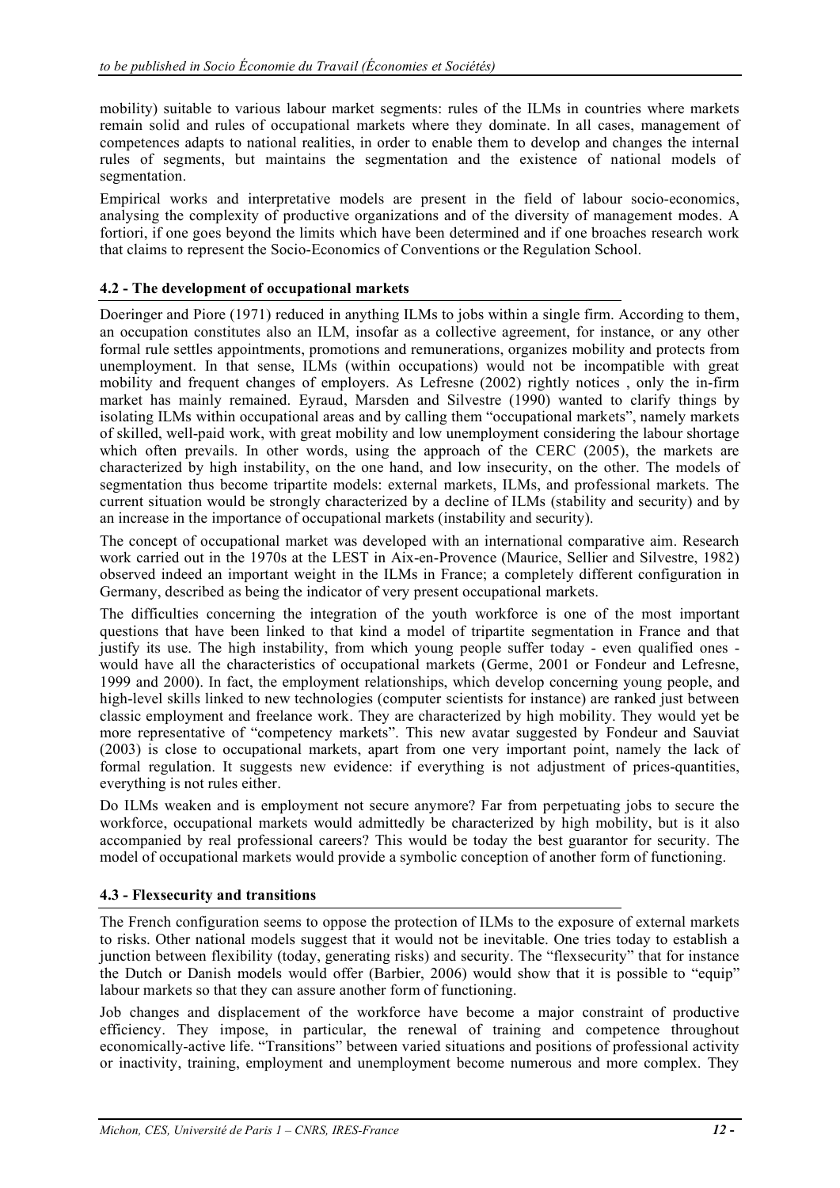mobility) suitable to various labour market segments: rules of the ILMs in countries where markets remain solid and rules of occupational markets where they dominate. In all cases, management of competences adapts to national realities, in order to enable them to develop and changes the internal rules of segments, but maintains the segmentation and the existence of national models of segmentation.

Empirical works and interpretative models are present in the field of labour socio-economics, analysing the complexity of productive organizations and of the diversity of management modes. A fortiori, if one goes beyond the limits which have been determined and if one broaches research work that claims to represent the Socio-Economics of Conventions or the Regulation School.

### 4.2 - The development of occupational markets

Doeringer and Piore (1971) reduced in anything ILMs to jobs within a single firm. According to them, an occupation constitutes also an ILM, insofar as a collective agreement, for instance, or any other formal rule settles appointments, promotions and remunerations, organizes mobility and protects from unemployment. In that sense, ILMs (within occupations) would not be incompatible with great mobility and frequent changes of employers. As Lefresne (2002) rightly notices , only the in-firm market has mainly remained. Eyraud, Marsden and Silvestre (1990) wanted to clarify things by isolating ILMs within occupational areas and by calling them "occupational markets", namely markets of skilled, well-paid work, with great mobility and low unemployment considering the labour shortage which often prevails. In other words, using the approach of the CERC (2005), the markets are characterized by high instability, on the one hand, and low insecurity, on the other. The models of segmentation thus become tripartite models: external markets, ILMs, and professional markets. The current situation would be strongly characterized by a decline of ILMs (stability and security) and by an increase in the importance of occupational markets (instability and security).

The concept of occupational market was developed with an international comparative aim. Research work carried out in the 1970s at the LEST in Aix-en-Provence (Maurice, Sellier and Silvestre, 1982) observed indeed an important weight in the ILMs in France; a completely different configuration in Germany, described as being the indicator of very present occupational markets.

The difficulties concerning the integration of the youth workforce is one of the most important questions that have been linked to that kind a model of tripartite segmentation in France and that justify its use. The high instability, from which young people suffer today - even qualified ones - would have all the characteristics of occupational markets (Germe, 2001 or Fondeur and Lefresne, 1999 and 2000). In fact, the employment relationships, which develop concerning young people, and high-level skills linked to new technologies (computer scientists for instance) are ranked just between classic employment and freelance work. They are characterized by high mobility. They would yet be more representative of "competency markets". This new avatar suggested by Fondeur and Sauviat (2003) is close to occupational markets, apart from one very important point, namely the lack of formal regulation. It suggests new evidence: if everything is not adjustment of prices-quantities, everything is not rules either.

Do ILMs weaken and is employment not secure anymore? Far from perpetuating jobs to secure the workforce, occupational markets would admittedly be characterized by high mobility, but is it also accompanied by real professional careers? This would be today the best guarantor for security. The model of occupational markets would provide a symbolic conception of another form of functioning.

### 4.3 - Flexsecurity and transitions

The French configuration seems to oppose the protection of ILMs to the exposure of external markets to risks. Other national models suggest that it would not be inevitable. One tries today to establish a junction between flexibility (today, generating risks) and security. The "flexsecurity" that for instance the Dutch or Danish models would offer (Barbier, 2006) would show that it is possible to "equip" labour markets so that they can assure another form of functioning.

Job changes and displacement of the workforce have become a major constraint of productive efficiency. They impose, in particular, the renewal of training and competence throughout economically-active life. "Transitions" between varied situations and positions of professional activity or inactivity, training, employment and unemployment become numerous and more complex. They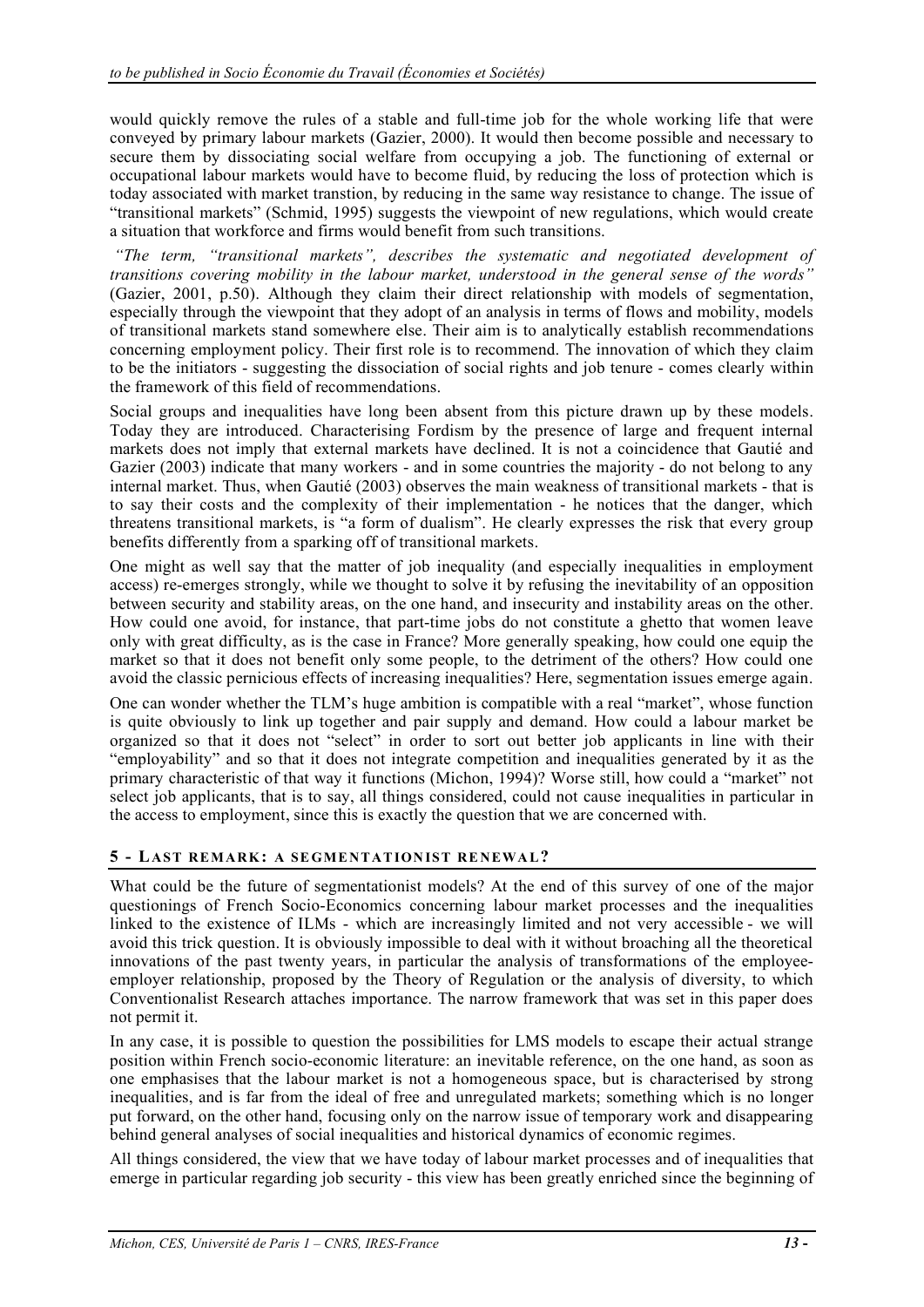would quickly remove the rules of a stable and full-time job for the whole working life that were conveyed by primary labour markets (Gazier, 2000). It would then become possible and necessary to secure them by dissociating social welfare from occupying a job. The functioning of external or occupational labour markets would have to become fluid, by reducing the loss of protection which is today associated with market transtion, by reducing in the same way resistance to change. The issue of "transitional markets" (Schmid, 1995) suggests the viewpoint of new regulations, which would create a situation that workforce and firms would benefit from such transitions.

*"The term, "transitional markets", describes the systematic and negotiated development of transitions covering mobility in the labour market, understood in the general sense of the words"* (Gazier, 2001, p.50). Although they claim their direct relationship with models of segmentation, especially through the viewpoint that they adopt of an analysis in terms of flows and mobility, models of transitional markets stand somewhere else. Their aim is to analytically establish recommendations concerning employment policy. Their first role is to recommend. The innovation of which they claim to be the initiators - suggesting the dissociation of social rights and job tenure - comes clearly within the framework of this field of recommendations.

Social groups and inequalities have long been absent from this picture drawn up by these models. Today they are introduced. Characterising Fordism by the presence of large and frequent internal markets does not imply that external markets have declined. It is not a coincidence that Gautié and Gazier (2003) indicate that many workers - and in some countries the majority - do not belong to any internal market. Thus, when Gautié (2003) observes the main weakness of transitional markets - that is to say their costs and the complexity of their implementation - he notices that the danger, which threatens transitional markets, is "a form of dualism". He clearly expresses the risk that every group benefits differently from a sparking off of transitional markets.

One might as well say that the matter of job inequality (and especially inequalities in employment access) re-emerges strongly, while we thought to solve it by refusing the inevitability of an opposition between security and stability areas, on the one hand, and insecurity and instability areas on the other. How could one avoid, for instance, that part-time jobs do not constitute a ghetto that women leave only with great difficulty, as is the case in France? More generally speaking, how could one equip the market so that it does not benefit only some people, to the detriment of the others? How could one avoid the classic pernicious effects of increasing inequalities? Here, segmentation issues emerge again.

One can wonder whether the TLM's huge ambition is compatible with a real "market", whose function is quite obviously to link up together and pair supply and demand. How could a labour market be organized so that it does not "select" in order to sort out better job applicants in line with their "employability" and so that it does not integrate competition and inequalities generated by it as the primary characteristic of that way it functions (Michon, 1994)? Worse still, how could a "market" not select job applicants, that is to say, all things considered, could not cause inequalities in particular in the access to employment, since this is exactly the question that we are concerned with.

## 5 - LAST REMARK: A SEGMENTATIONIST RENEWAL?

What could be the future of segmentationist models? At the end of this survey of one of the major questionings of French Socio-Economics concerning labour market processes and the inequalities linked to the existence of ILMs - which are increasingly limited and not very accessible - we will avoid this trick question. It is obviously impossible to deal with it without broaching all the theoretical innovations of the past twenty years, in particular the analysis of transformations of the employee-employer relationship, proposed by the Theory of Regulation or the analysis of diversity, to which Conventionalist Research attaches importance. The narrow framework that was set in this paper does not permit it.

In any case, it is possible to question the possibilities for LMS models to escape their actual strange position within French socio-economic literature: an inevitable reference, on the one hand, as soon as one emphasises that the labour market is not a homogeneous space, but is characterised by strong inequalities, and is far from the ideal of free and unregulated markets; something which is no longer put forward, on the other hand, focusing only on the narrow issue of temporary work and disappearing behind general analyses of social inequalities and historical dynamics of economic regimes.

All things considered, the view that we have today of labour market processes and of inequalities that emerge in particular regarding job security - this view has been greatly enriched since the beginning of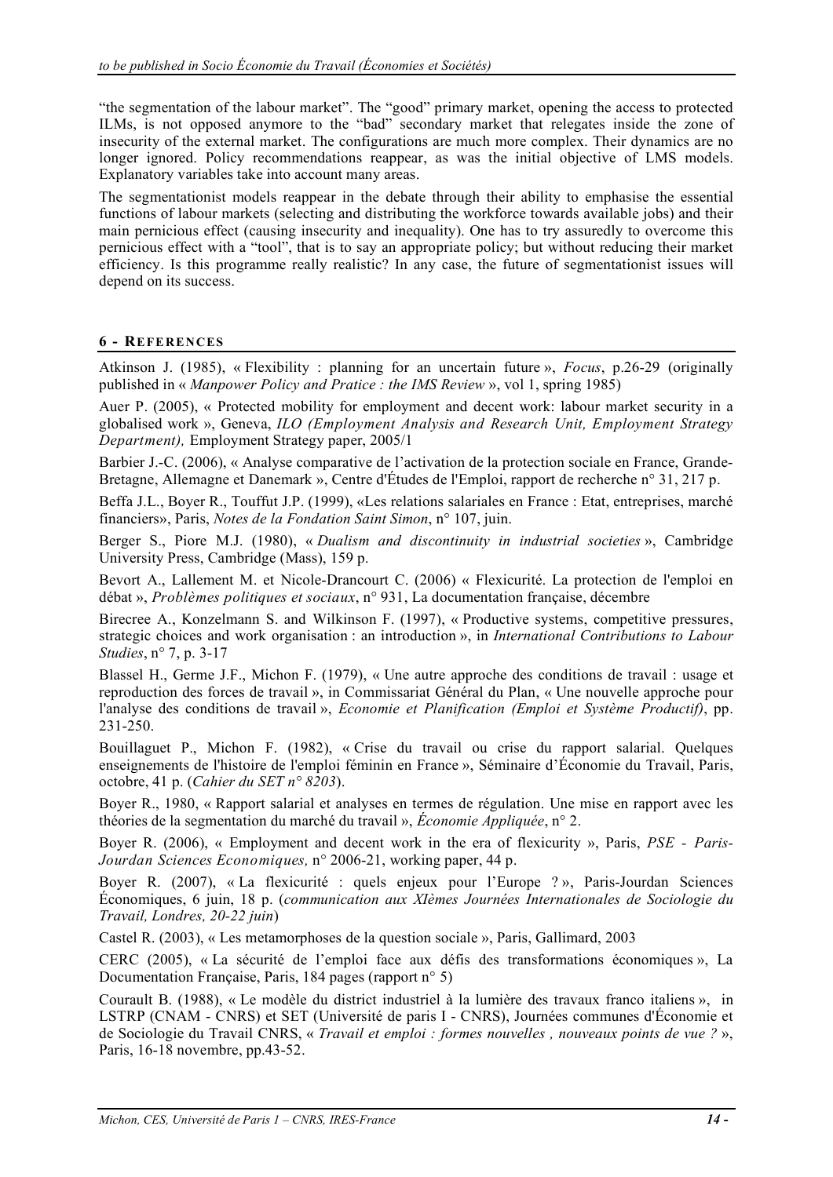"the segmentation of the labour market". The "good" primary market, opening the access to protected ILMs, is not opposed anymore to the "bad" secondary market that relegates inside the zone of insecurity of the external market. The configurations are much more complex. Their dynamics are no longer ignored. Policy recommendations reappear, as was the initial objective of LMS models. Explanatory variables take into account many areas.

The segmentationist models reappear in the debate through their ability to emphasise the essential functions of labour markets (selecting and distributing the workforce towards available jobs) and their main pernicious effect (causing insecurity and inequality). One has to try assuredly to overcome this pernicious effect with a "tool", that is to say an appropriate policy; but without reducing their market efficiency. Is this programme really realistic? In any case, the future of segmentationist issues will depend on its success.

## 6 - REFERENCES

Atkinson J. (1985), « Flexibility : planning for an uncertain future », *Focus*, p.26-29 (originally published in « *Manpower Policy and Pratice : the IMS Review* », vol 1, spring 1985)

Auer P. (2005), « Protected mobility for employment and decent work: labour market security in a globalised work », Geneva, *ILO (Employment Analysis and Research Unit, Employment Strategy Department),* Employment Strategy paper, 2005/1

Barbier J.-C. (2006), « Analyse comparative de l'activation de la protection sociale en France, Grande-Bretagne, Allemagne et Danemark », Centre d'Études de l'Emploi, rapport de recherche n° 31, 217 p.

Beffa J.L., Boyer R., Touffut J.P. (1999), «Les relations salariales en France : Etat, entreprises, marché financiers», Paris, *Notes de la Fondation Saint Simon*, n° 107, juin.

Berger S., Piore M.J. (1980), « *Dualism and discontinuity in industrial societies* », Cambridge University Press, Cambridge (Mass), 159 p.

Bevort A., Lallement M. et Nicole-Drancourt C. (2006) « Flexicurité. La protection de l'emploi en débat », *Problèmes politiques et sociaux*, n° 931, La documentation française, décembre

Birecree A., Konzelmann S. and Wilkinson F. (1997), « Productive systems, competitive pressures, strategic choices and work organisation : an introduction », in *International Contributions to Labour Studies*, n° 7, p. 3-17

Blassel H., Germe J.F., Michon F. (1979), « Une autre approche des conditions de travail : usage et reproduction des forces de travail », in Commissariat Général du Plan, « Une nouvelle approche pour l'analyse des conditions de travail », *Economie et Planification (Emploi et Système Productif)*, pp. 231-250.

Bouillaguet P., Michon F. (1982), « Crise du travail ou crise du rapport salarial. Quelques enseignements de l'histoire de l'emploi féminin en France », Séminaire d'Économie du Travail, Paris, octobre, 41 p. (*Cahier du SET n° 8203*).

Boyer R., 1980, « Rapport salarial et analyses en termes de régulation. Une mise en rapport avec les théories de la segmentation du marché du travail », *Économie Appliquée*, n° 2.

Boyer R. (2006), « Employment and decent work in the era of flexicurity », Paris, *PSE - Paris-Jourdan Sciences Economiques,* n° 2006-21, working paper, 44 p.

Boyer R. (2007), « La flexicurité : quels enjeux pour l'Europe ? », Paris-Jourdan Sciences Économiques, 6 juin, 18 p. (*communication aux XIèmes Journées Internationales de Sociologie du Travail, Londres, 20-22 juin*)

Castel R. (2003), « Les metamorphoses de la question sociale », Paris, Gallimard, 2003

CERC (2005), « La sécurité de l'emploi face aux défis des transformations économiques », La Documentation Française, Paris, 184 pages (rapport n° 5)

Courault B. (1988), « Le modèle du district industriel à la lumière des travaux franco italiens », in LSTRP (CNAM - CNRS) et SET (Université de paris I - CNRS), Journées communes d'Économie et de Sociologie du Travail CNRS, « *Travail et emploi : formes nouvelles , nouveaux points de vue ?* », Paris, 16-18 novembre, pp.43-52.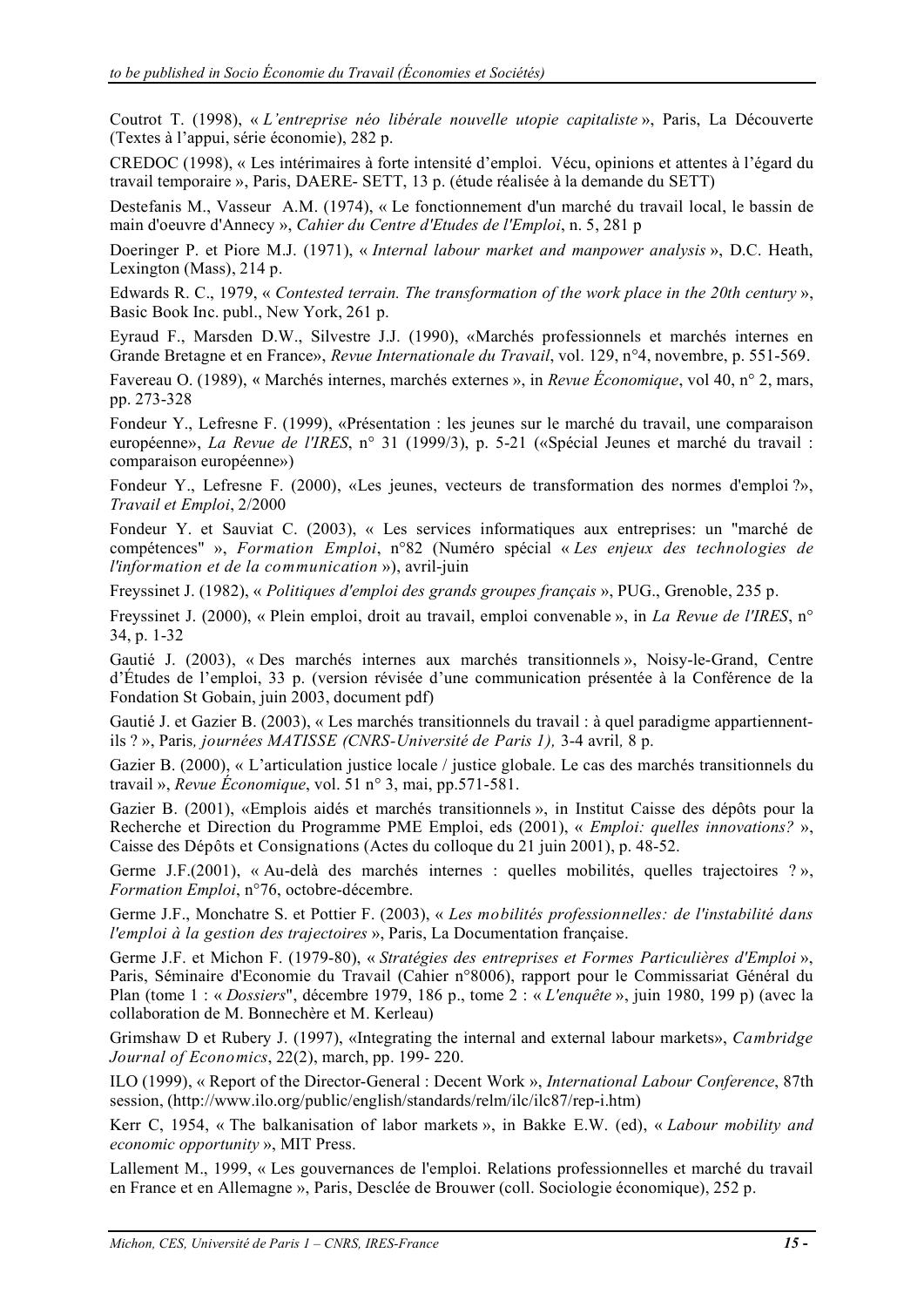Coutrot T. (1998), « *L'entreprise néo libérale nouvelle utopie capitaliste* », Paris, La Découverte (Textes à l'appui, série économie), 282 p.

CREDOC (1998), « Les intérimaires à forte intensité d'emploi. Vécu, opinions et attentes à l'égard du travail temporaire », Paris, DAERE- SETT, 13 p. (étude réalisée à la demande du SETT)

Destefanis M., Vasseur A.M. (1974), « Le fonctionnement d'un marché du travail local, le bassin de main d'oeuvre d'Annecy », *Cahier du Centre d'Etudes de l'Emploi*, n. 5, 281 p

Doeringer P. et Piore M.J. (1971), « *Internal labour market and manpower analysis* », D.C. Heath, Lexington (Mass), 214 p.

Edwards R. C., 1979, « *Contested terrain. The transformation of the work place in the 20th century* », Basic Book Inc. publ., New York, 261 p.

Eyraud F., Marsden D.W., Silvestre J.J. (1990), «Marchés professionnels et marchés internes en Grande Bretagne et en France», *Revue Internationale du Travail*, vol. 129, n°4, novembre, p. 551-569.

Favereau O. (1989), « Marchés internes, marchés externes », in *Revue Économique*, vol 40, n° 2, mars, pp. 273-328

Fondeur Y., Lefresne F. (1999), «Présentation : les jeunes sur le marché du travail, une comparaison européenne», *La Revue de l'IRES*, n° 31 (1999/3), p. 5-21 («Spécial Jeunes et marché du travail : comparaison européenne»)

Fondeur Y., Lefresne F. (2000), «Les jeunes, vecteurs de transformation des normes d'emploi ?», *Travail et Emploi*, 2/2000

Fondeur Y. et Sauviat C. (2003), « Les services informatiques aux entreprises: un "marché de compétences" », *Formation Emploi*, n°82 (Numéro spécial « *Les enjeux des technologies de l'information et de la communication* »), avril-juin

Freyssinet J. (1982), « *Politiques d'emploi des grands groupes français* », PUG., Grenoble, 235 p.

Freyssinet J. (2000), « Plein emploi, droit au travail, emploi convenable », in *La Revue de l'IRES*, n° 34, p. 1-32

Gautié J. (2003), « Des marchés internes aux marchés transitionnels », Noisy-le-Grand, Centre d'Études de l'emploi, 33 p. (version révisée d'une communication présentée à la Conférence de la Fondation St Gobain, juin 2003, document pdf)

Gautié J. et Gazier B. (2003), « Les marchés transitionnels du travail : à quel paradigme appartiennent-ils ? », Paris*, journées MATISSE (CNRS-Université de Paris 1),* 3-4 avril*,* 8 p.

Gazier B. (2000), « L'articulation justice locale / justice globale. Le cas des marchés transitionnels du travail », *Revue Économique*, vol. 51 n° 3, mai, pp.571-581.

Gazier B. (2001), «Emplois aidés et marchés transitionnels », in Institut Caisse des dépôts pour la Recherche et Direction du Programme PME Emploi, eds (2001), « *Emploi: quelles innovations?* », Caisse des Dépôts et Consignations (Actes du colloque du 21 juin 2001), p. 48-52.

Germe J.F.(2001), « Au-delà des marchés internes : quelles mobilités, quelles trajectoires ? », *Formation Emploi*, n°76, octobre-décembre.

Germe J.F., Monchatre S. et Pottier F. (2003), « *Les mobilités professionnelles: de l'instabilité dans l'emploi à la gestion des trajectoires* », Paris, La Documentation française.

Germe J.F. et Michon F. (1979-80), « *Stratégies des entreprises et Formes Particulières d'Emploi* », Paris, Séminaire d'Economie du Travail (Cahier n°8006), rapport pour le Commissariat Général du Plan (tome 1 : « *Dossiers*", décembre 1979, 186 p., tome 2 : « *L'enquête* », juin 1980, 199 p) (avec la collaboration de M. Bonnechère et M. Kerleau)

Grimshaw D et Rubery J. (1997), «Integrating the internal and external labour markets», *Cambridge Journal of Economics*, 22(2), march, pp. 199- 220.

ILO (1999), « Report of the Director-General : Decent Work », *International Labour Conference*, 87th session, (http://www.ilo.org/public/english/standards/relm/ilc/ilc87/rep-i.htm)

Kerr C, 1954, « The balkanisation of labor markets », in Bakke E.W. (ed), « *Labour mobility and economic opportunity* », MIT Press.

Lallement M., 1999, « Les gouvernances de l'emploi. Relations professionnelles et marché du travail en France et en Allemagne », Paris, Desclée de Brouwer (coll. Sociologie économique), 252 p.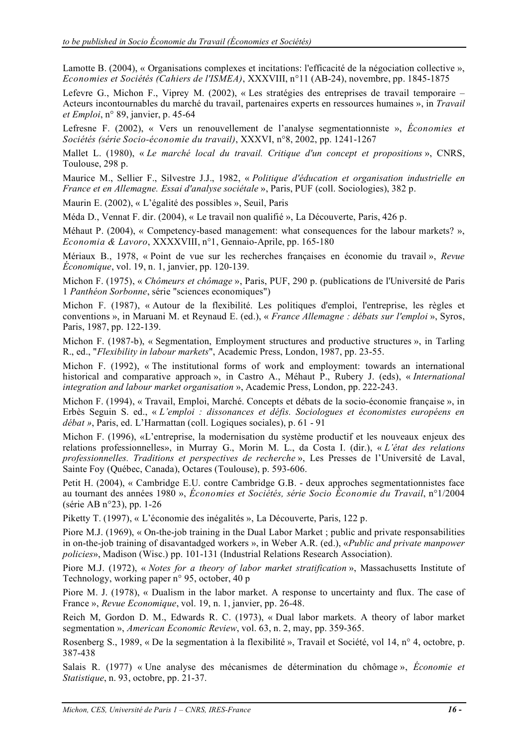Lamotte B. (2004), « Organisations complexes et incitations: l'efficacité de la négociation collective », *Economies et Sociétés (Cahiers de l'ISMEA)*, XXXVIII, n°11 (AB-24), novembre, pp. 1845-1875

Lefevre G., Michon F., Viprey M. (2002), « Les stratégies des entreprises de travail temporaire – Acteurs incontournables du marché du travail, partenaires experts en ressources humaines », in *Travail et Emploi*, n° 89, janvier, p. 45-64

Lefresne F. (2002), « Vers un renouvellement de l'analyse segmentationniste », *Économies et Sociétés (série Socio-économie du travail)*, XXXVI, n°8, 2002, pp. 1241-1267

Mallet L. (1980), « *Le marché local du travail. Critique d'un concept et propositions* », CNRS, Toulouse, 298 p.

Maurice M., Sellier F., Silvestre J.J., 1982, « *Politique d'éducation et organisation industrielle en France et en Allemagne. Essai d'analyse sociétale* », Paris, PUF (coll. Sociologies), 382 p.

Maurin E. (2002), « L'égalité des possibles », Seuil, Paris

Méda D., Vennat F. dir. (2004), « Le travail non qualifié », La Découverte, Paris, 426 p.

Méhaut P. (2004), « Competency-based management: what consequences for the labour markets? », *Economia & Lavoro*, XXXXVIII, n°1, Gennaio-Aprile, pp. 165-180

Mériaux B., 1978, « Point de vue sur les recherches françaises en économie du travail », *Revue Économique*, vol. 19, n. 1, janvier, pp. 120-139.

Michon F. (1975), « *Chômeurs et chômage* », Paris, PUF, 290 p. (publications de l'Université de Paris 1 *Panthéon Sorbonne*, série "sciences economiques")

Michon F. (1987), « Autour de la flexibilité. Les politiques d'emploi, l'entreprise, les règles et conventions », in Maruani M. et Reynaud E. (ed.), « *France Allemagne : débats sur l'emploi* », Syros, Paris, 1987, pp. 122-139.

Michon F. (1987-b), « Segmentation, Employment structures and productive structures », in Tarling R., ed., "*Flexibility in labour markets*", Academic Press, London, 1987, pp. 23-55.

Michon F. (1992), « The institutional forms of work and employment: towards an international historical and comparative approach », in Castro A., Méhaut P., Rubery J. (eds), « *International integration and labour market organisation* », Academic Press, London, pp. 222-243.

Michon F. (1994), « Travail, Emploi, Marché. Concepts et débats de la socio-économie française », in Erbès Seguin S. ed., « *L'emploi : dissonances et défis. Sociologues et économistes européens en débat* », Paris, ed. L'Harmattan (coll. Logiques sociales), p. 61 - 91

Michon F. (1996), «L'entreprise, la modernisation du système productif et les nouveaux enjeux des relations professionnelles», in Murray G., Morin M. L., da Costa I. (dir.), « *L'état des relations professionnelles. Traditions et perspectives de recherche* », Les Presses de l'Université de Laval, Sainte Foy (Québec, Canada), Octares (Toulouse), p. 593-606.

Petit H. (2004), « Cambridge E.U. contre Cambridge G.B. - deux approches segmentationnistes face au tournant des années 1980 », *Économies et Sociétés, série Socio Économie du Travail*, n°1/2004 (série AB n°23), pp. 1-26

Piketty T. (1997), « L'économie des inégalités », La Découverte, Paris, 122 p.

Piore M.J. (1969), « On-the-job training in the Dual Labor Market ; public and private responsabilities in on-the-job training of disavantadged workers », in Weber A.R. (ed.), «*Public and private manpower policies*», Madison (Wisc.) pp. 101-131 (Industrial Relations Research Association).

Piore M.J. (1972), « *Notes for a theory of labor market stratification* », Massachusetts Institute of Technology, working paper n° 95, october, 40 p

Piore M. J. (1978), « Dualism in the labor market. A response to uncertainty and flux. The case of France », *Revue Economique*, vol. 19, n. 1, janvier, pp. 26-48.

Reich M, Gordon D. M., Edwards R. C. (1973), « Dual labor markets. A theory of labor market segmentation », *American Economic Review*, vol. 63, n. 2, may, pp. 359-365.

Rosenberg S., 1989, « De la segmentation à la flexibilité », Travail et Société, vol 14, n° 4, octobre, p. 387-438

Salais R. (1977) « Une analyse des mécanismes de détermination du chômage », *Économie et Statistique*, n. 93, octobre, pp. 21-37.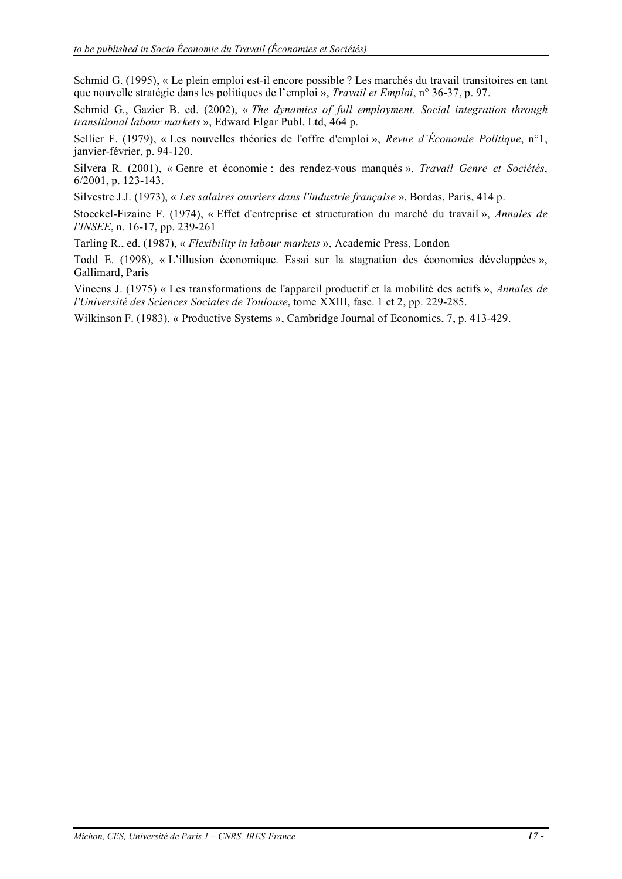Schmid G. (1995), « Le plein emploi est-il encore possible ? Les marchés du travail transitoires en tant que nouvelle stratégie dans les politiques de l'emploi », *Travail et Emploi*, n° 36-37, p. 97.

Schmid G., Gazier B. ed. (2002), « *The dynamics of full employment. Social integration through transitional labour markets* », Edward Elgar Publ. Ltd, 464 p.

Sellier F. (1979), « Les nouvelles théories de l'offre d'emploi », *Revue d'Économie Politique*, n°1, janvier-février, p. 94-120.

Silvera R. (2001), « Genre et économie : des rendez-vous manqués », *Travail Genre et Sociétés*, 6/2001, p. 123-143.

Silvestre J.J. (1973), « *Les salaires ouvriers dans l'industrie française* », Bordas, Paris, 414 p.

Stoeckel-Fizaine F. (1974), « Effet d'entreprise et structuration du marché du travail », *Annales de l'INSEE*, n. 16-17, pp. 239-261

Tarling R., ed. (1987), « *Flexibility in labour markets* », Academic Press, London

Todd E. (1998), « L'illusion économique. Essai sur la stagnation des économies développées », Gallimard, Paris

Vincens J. (1975) « Les transformations de l'appareil productif et la mobilité des actifs », *Annales de l'Université des Sciences Sociales de Toulouse*, tome XXIII, fasc. 1 et 2, pp. 229-285.

Wilkinson F. (1983), « Productive Systems », Cambridge Journal of Economics, 7, p. 413-429.